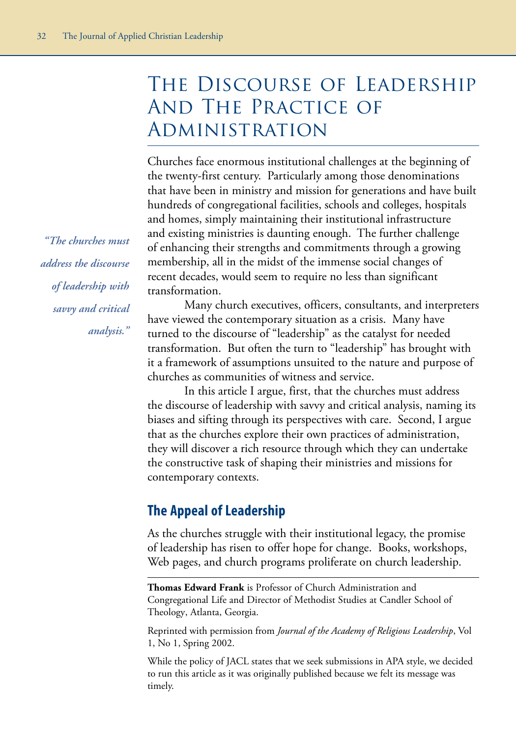# The Discourse of Leadership And The Practice of Administration

*"The churches must address the discourse of leadership with savvy and critical analysis."*

Churches face enormous institutional challenges at the beginning of the twenty-first century. Particularly among those denominations that have been in ministry and mission for generations and have built hundreds of congregational facilities, schools and colleges, hospitals and homes, simply maintaining their institutional infrastructure and existing ministries is daunting enough. The further challenge of enhancing their strengths and commitments through a growing membership, all in the midst of the immense social changes of recent decades, would seem to require no less than significant transformation.

Many church executives, officers, consultants, and interpreters have viewed the contemporary situation as a crisis. Many have turned to the discourse of "leadership" as the catalyst for needed transformation. But often the turn to "leadership" has brought with it a framework of assumptions unsuited to the nature and purpose of churches as communities of witness and service.

In this article I argue, first, that the churches must address the discourse of leadership with savvy and critical analysis, naming its biases and sifting through its perspectives with care. Second, I argue that as the churches explore their own practices of administration, they will discover a rich resource through which they can undertake the constructive task of shaping their ministries and missions for contemporary contexts.

## The Appeal of Leadership

As the churches struggle with their institutional legacy, the promise of leadership has risen to offer hope for change. Books, workshops, Web pages, and church programs proliferate on church leadership.

---

**Thomas Edward Frank** is Professor of Church Administration and Congregational Life and Director of Methodist Studies at Candler School of Theology, Atlanta, Georgia.

Reprinted with permission from *Journal of the Academy of Religious Leadership*, Vol 1, No 1, Spring 2002.

While the policy of JACL states that we seek submissions in APA style, we decided to run this article as it was originally published because we felt its message was timely.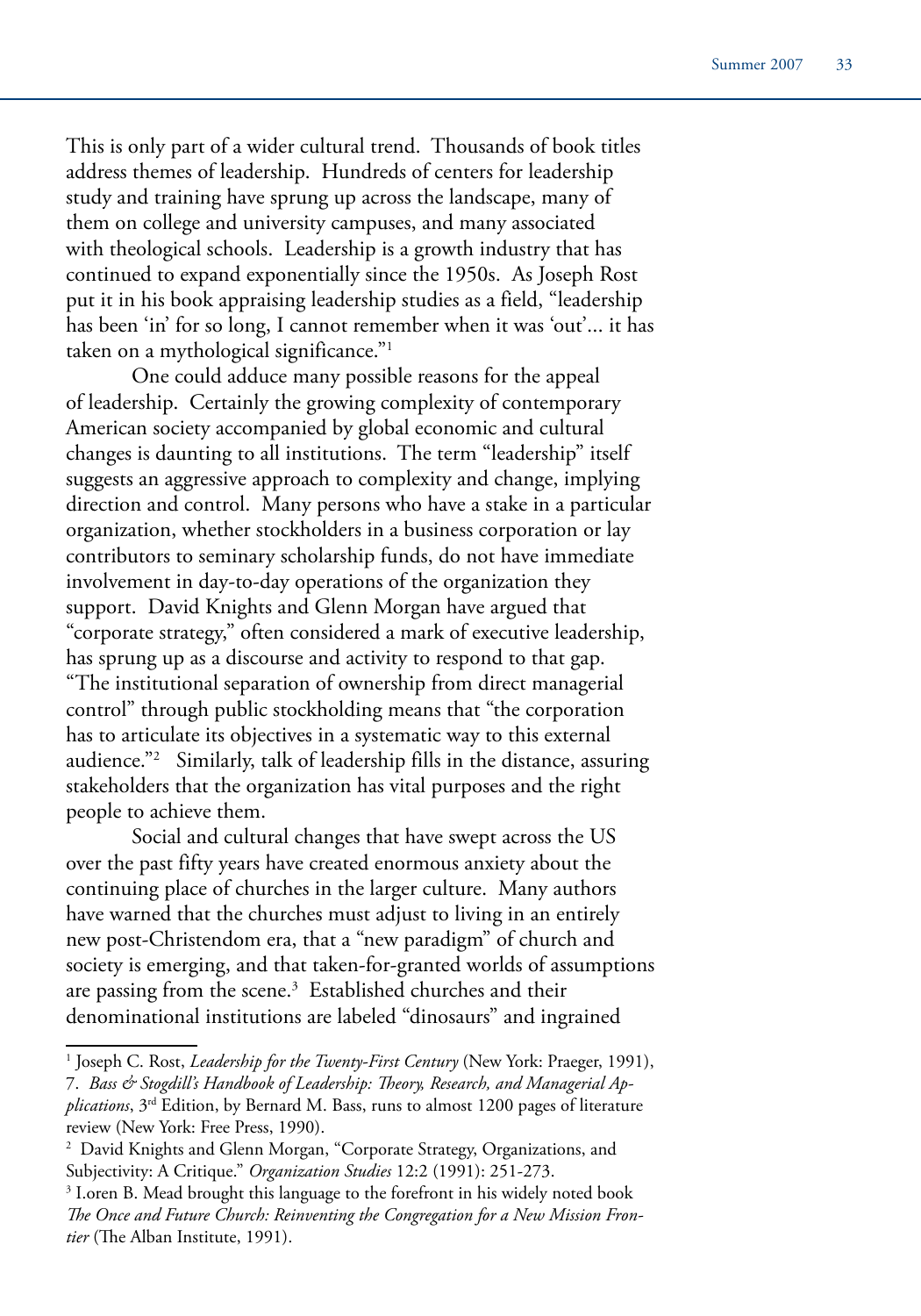This is only part of a wider cultural trend. Thousands of book titles address themes of leadership. Hundreds of centers for leadership study and training have sprung up across the landscape, many of them on college and university campuses, and many associated with theological schools. Leadership is a growth industry that has continued to expand exponentially since the 1950s. As Joseph Rost put it in his book appraising leadership studies as a field, "leadership has been 'in' for so long, I cannot remember when it was 'out'... it has taken on a mythological significance."[1]

One could adduce many possible reasons for the appeal of leadership. Certainly the growing complexity of contemporary American society accompanied by global economic and cultural changes is daunting to all institutions. The term "leadership" itself suggests an aggressive approach to complexity and change, implying direction and control. Many persons who have a stake in a particular organization, whether stockholders in a business corporation or lay contributors to seminary scholarship funds, do not have immediate involvement in day-to-day operations of the organization they support. David Knights and Glenn Morgan have argued that "corporate strategy," often considered a mark of executive leadership, has sprung up as a discourse and activity to respond to that gap. "The institutional separation of ownership from direct managerial control" through public stockholding means that "the corporation has to articulate its objectives in a systematic way to this external audience."[2] Similarly, talk of leadership fills in the distance, assuring stakeholders that the organization has vital purposes and the right people to achieve them.

Social and cultural changes that have swept across the US over the past fifty years have created enormous anxiety about the continuing place of churches in the larger culture. Many authors have warned that the churches must adjust to living in an entirely new post-Christendom era, that a "new paradigm" of church and society is emerging, and that taken-for-granted worlds of assumptions are passing from the scene.[3] Established churches and their denominational institutions are labeled "dinosaurs" and ingrained

---

[1] Joseph C. Rost, *Leadership for the Twenty-First Century* (New York: Praeger, 1991), 7. *Bass & Stogdill's Handbook of Leadership: Theory, Research, and Managerial Applications*, 3rd Edition, by Bernard M. Bass, runs to almost 1200 pages of literature review (New York: Free Press, 1990).

[2] David Knights and Glenn Morgan, "Corporate Strategy, Organizations, and Subjectivity: A Critique." *Organization Studies* 12:2 (1991): 251-273.

[3] Loren B. Mead brought this language to the forefront in his widely noted book *The Once and Future Church: Reinventing the Congregation for a New Mission Frontier* (The Alban Institute, 1991).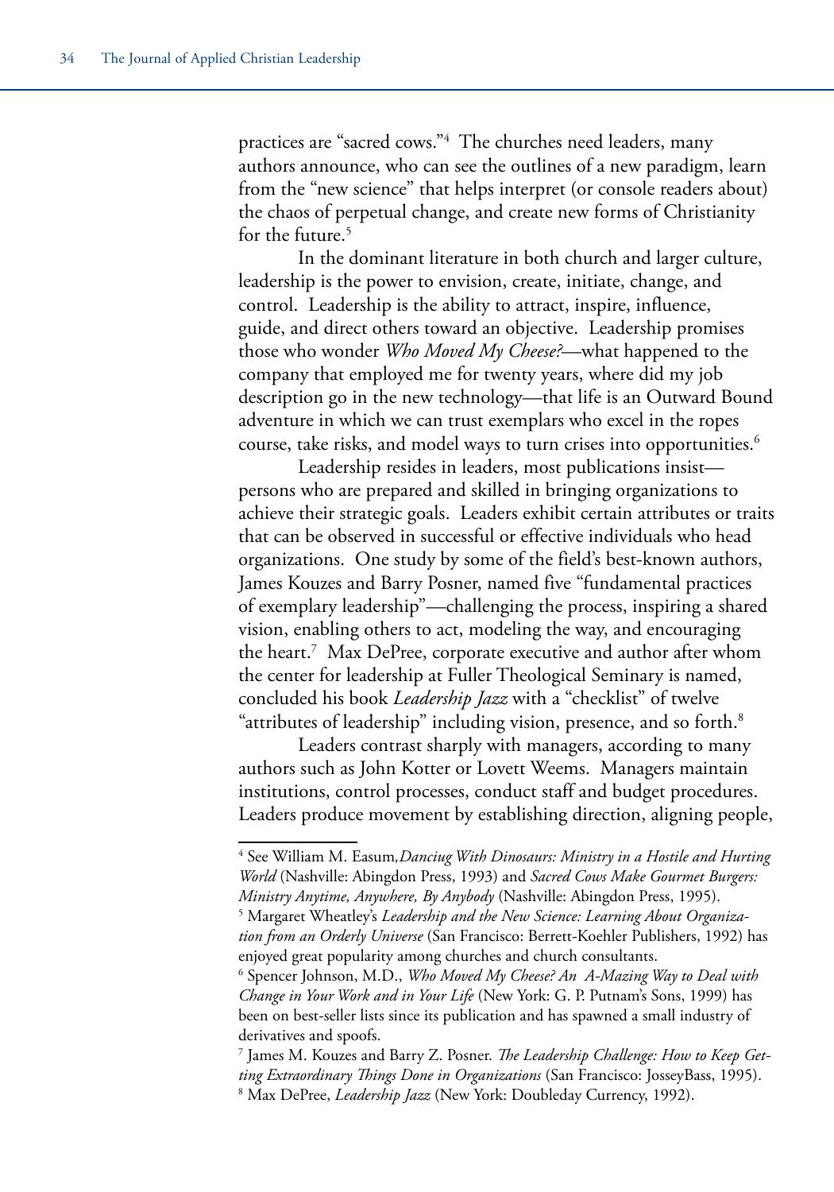practices are "sacred cows."[4] The churches need leaders, many authors announce, who can see the outlines of a new paradigm, learn from the "new science" that helps interpret (or console readers about) the chaos of perpetual change, and create new forms of Christianity for the future.[5]

In the dominant literature in both church and larger culture, leadership is the power to envision, create, initiate, change, and control. Leadership is the ability to attract, inspire, influence, guide, and direct others toward an objective. Leadership promises those who wonder *Who Moved My Cheese?*—what happened to the company that employed me for twenty years, where did my job description go in the new technology—that life is an Outward Bound adventure in which we can trust exemplars who excel in the ropes course, take risks, and model ways to turn crises into opportunities.[6]

Leadership resides in leaders, most publications insist—persons who are prepared and skilled in bringing organizations to achieve their strategic goals. Leaders exhibit certain attributes or traits that can be observed in successful or effective individuals who head organizations. One study by some of the field's best-known authors, James Kouzes and Barry Posner, named five "fundamental practices of exemplary leadership"—challenging the process, inspiring a shared vision, enabling others to act, modeling the way, and encouraging the heart.[7] Max DePree, corporate executive and author after whom the center for leadership at Fuller Theological Seminary is named, concluded his book *Leadership Jazz* with a "checklist" of twelve "attributes of leadership" including vision, presence, and so forth.[8]

Leaders contrast sharply with managers, according to many authors such as John Kotter or Lovett Weems. Managers maintain institutions, control processes, conduct staff and budget procedures. Leaders produce movement by establishing direction, aligning people,

---

[4] See William M. Easum, *Danciug With Dinosaurs: Ministry in a Hostile and Hurting World* (Nashville: Abingdon Press, 1993) and *Sacred Cows Make Gourmet Burgers: Ministry Anytime, Anywhere, By Anybody* (Nashville: Abingdon Press, 1995).

[5] Margaret Wheatley's *Leadership and the New Science: Learning About Organization from an Orderly Universe* (San Francisco: Berrett-Koehler Publishers, 1992) has enjoyed great popularity among churches and church consultants.

[6] Spencer Johnson, M.D., *Who Moved My Cheese? An A-Mazing Way to Deal with Change in Your Work and in Your Life* (New York: G. P. Putnam's Sons, 1999) has been on best-seller lists since its publication and has spawned a small industry of derivatives and spoofs.

[7] James M. Kouzes and Barry Z. Posner. *The Leadership Challenge: How to Keep Getting Extraordinary Things Done in Organizations* (San Francisco: JosseyBass, 1995).

[8] Max DePree, *Leadership Jazz* (New York: Doubleday Currency, 1992).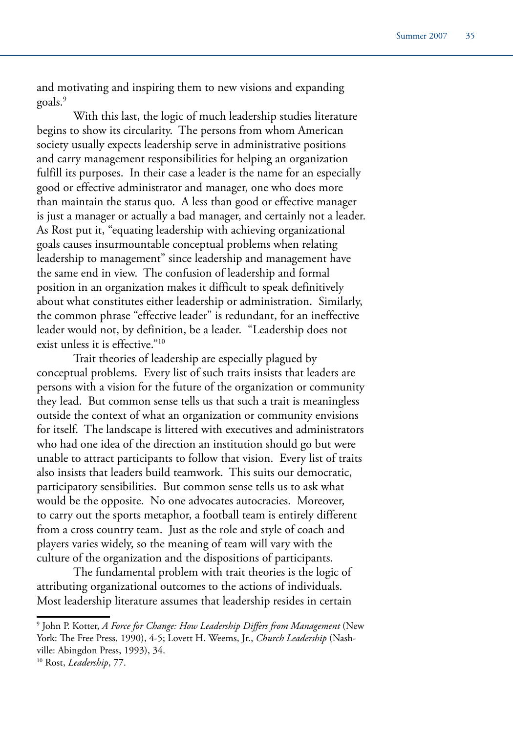and motivating and inspiring them to new visions and expanding goals.[9]

With this last, the logic of much leadership studies literature begins to show its circularity. The persons from whom American society usually expects leadership serve in administrative positions and carry management responsibilities for helping an organization fulfill its purposes. In their case a leader is the name for an especially good or effective administrator and manager, one who does more than maintain the status quo. A less than good or effective manager is just a manager or actually a bad manager, and certainly not a leader. As Rost put it, "equating leadership with achieving organizational goals causes insurmountable conceptual problems when relating leadership to management" since leadership and management have the same end in view. The confusion of leadership and formal position in an organization makes it difficult to speak definitively about what constitutes either leadership or administration. Similarly, the common phrase "effective leader" is redundant, for an ineffective leader would not, by definition, be a leader. "Leadership does not exist unless it is effective."[10]

Trait theories of leadership are especially plagued by conceptual problems. Every list of such traits insists that leaders are persons with a vision for the future of the organization or community they lead. But common sense tells us that such a trait is meaningless outside the context of what an organization or community envisions for itself. The landscape is littered with executives and administrators who had one idea of the direction an institution should go but were unable to attract participants to follow that vision. Every list of traits also insists that leaders build teamwork. This suits our democratic, participatory sensibilities. But common sense tells us to ask what would be the opposite. No one advocates autocracies. Moreover, to carry out the sports metaphor, a football team is entirely different from a cross country team. Just as the role and style of coach and players varies widely, so the meaning of team will vary with the culture of the organization and the dispositions of participants.

The fundamental problem with trait theories is the logic of attributing organizational outcomes to the actions of individuals. Most leadership literature assumes that leadership resides in certain

---

[9] John P. Kotter, *A Force for Change: How Leadership Differs from Management* (New York: The Free Press, 1990), 4-5; Lovett H. Weems, Jr., *Church Leadership* (Nashville: Abingdon Press, 1993), 34.

[10] Rost, *Leadership*, 77.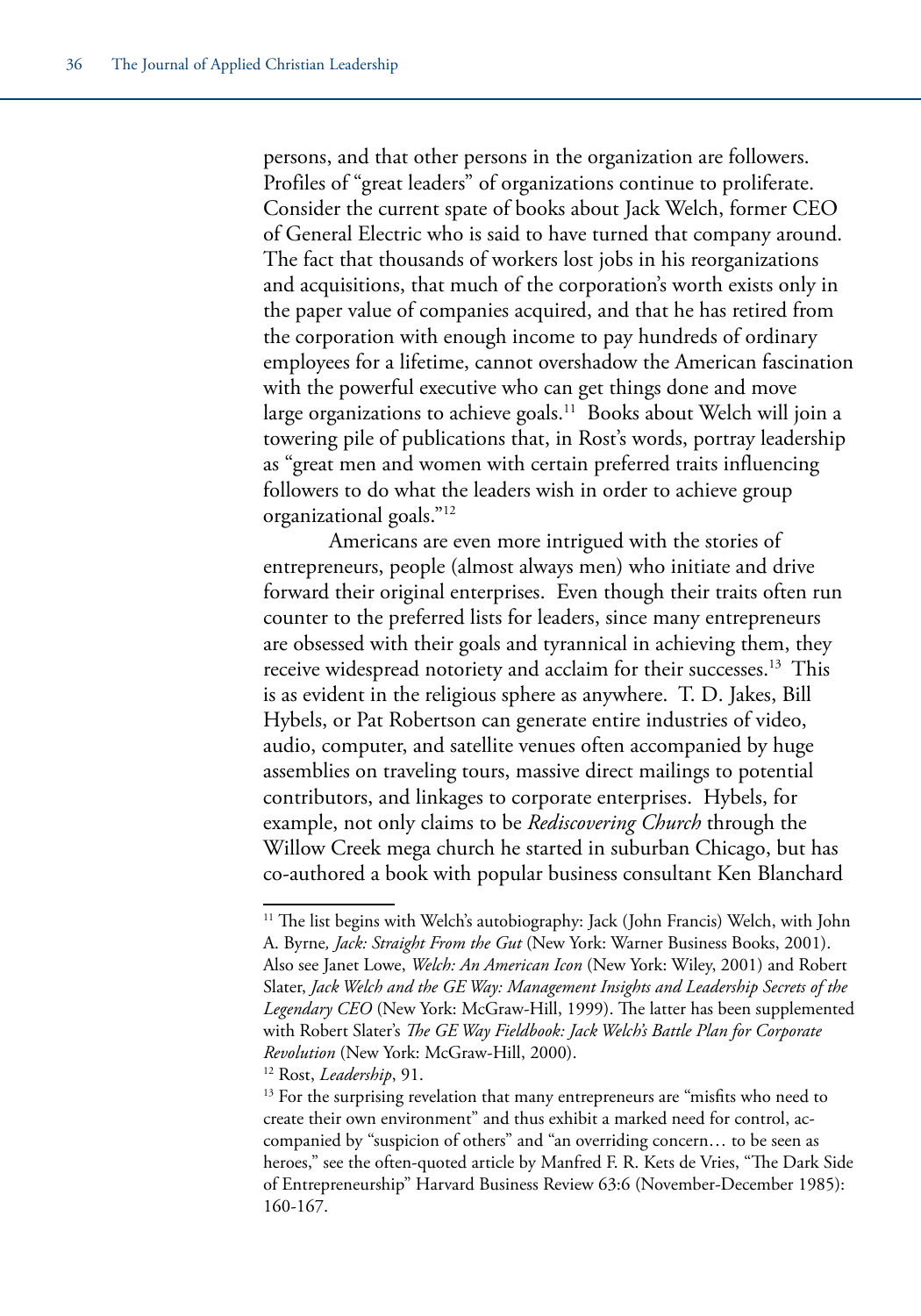persons, and that other persons in the organization are followers. Profiles of "great leaders" of organizations continue to proliferate. Consider the current spate of books about Jack Welch, former CEO of General Electric who is said to have turned that company around. The fact that thousands of workers lost jobs in his reorganizations and acquisitions, that much of the corporation's worth exists only in the paper value of companies acquired, and that he has retired from the corporation with enough income to pay hundreds of ordinary employees for a lifetime, cannot overshadow the American fascination with the powerful executive who can get things done and move large organizations to achieve goals.[11] Books about Welch will join a towering pile of publications that, in Rost's words, portray leadership as "great men and women with certain preferred traits influencing followers to do what the leaders wish in order to achieve group organizational goals."[12]

Americans are even more intrigued with the stories of entrepreneurs, people (almost always men) who initiate and drive forward their original enterprises. Even though their traits often run counter to the preferred lists for leaders, since many entrepreneurs are obsessed with their goals and tyrannical in achieving them, they receive widespread notoriety and acclaim for their successes.[13] This is as evident in the religious sphere as anywhere. T. D. Jakes, Bill Hybels, or Pat Robertson can generate entire industries of video, audio, computer, and satellite venues often accompanied by huge assemblies on traveling tours, massive direct mailings to potential contributors, and linkages to corporate enterprises. Hybels, for example, not only claims to be *Rediscovering Church* through the Willow Creek mega church he started in suburban Chicago, but has co-authored a book with popular business consultant Ken Blanchard

---

[11] The list begins with Welch's autobiography: Jack (John Francis) Welch, with John A. Byrne*, Jack: Straight From the Gut* (New York: Warner Business Books, 2001). Also see Janet Lowe, *Welch: An American Icon* (New York: Wiley, 2001) and Robert Slater, *Jack Welch and the GE Way: Management Insights and Leadership Secrets of the Legendary CEO* (New York: McGraw-Hill, 1999). The latter has been supplemented with Robert Slater's *The GE Way Fieldbook: Jack Welch's Battle Plan for Corporate Revolution* (New York: McGraw-Hill, 2000).

[12] Rost, *Leadership*, 91.

[13] For the surprising revelation that many entrepreneurs are "misfits who need to create their own environment" and thus exhibit a marked need for control, accompanied by "suspicion of others" and "an overriding concern… to be seen as heroes," see the often-quoted article by Manfred F. R. Kets de Vries, "The Dark Side of Entrepreneurship" Harvard Business Review 63:6 (November-December 1985): 160-167.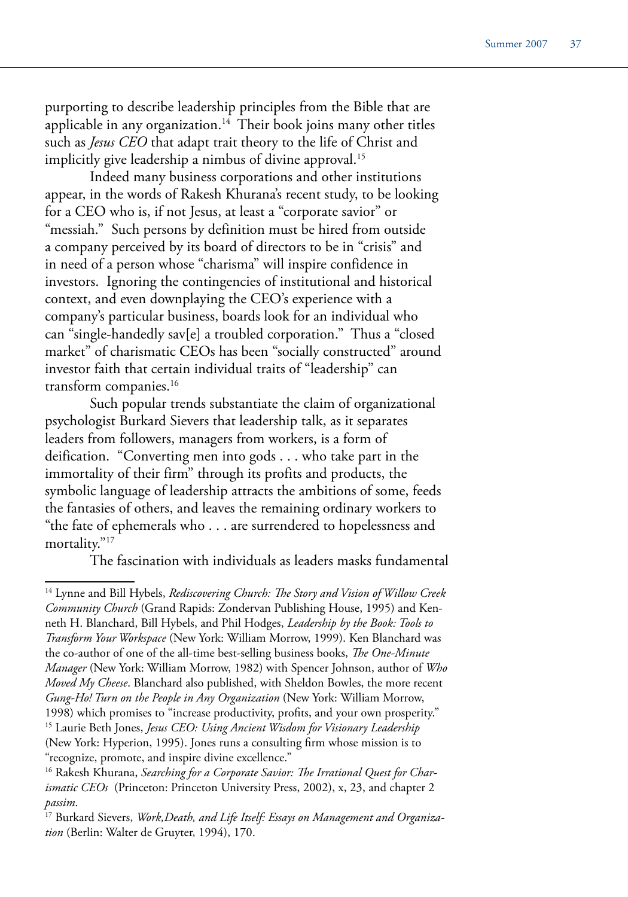purporting to describe leadership principles from the Bible that are applicable in any organization.[14] Their book joins many other titles such as *Jesus CEO* that adapt trait theory to the life of Christ and implicitly give leadership a nimbus of divine approval.[15]

Indeed many business corporations and other institutions appear, in the words of Rakesh Khurana's recent study, to be looking for a CEO who is, if not Jesus, at least a "corporate savior" or "messiah." Such persons by definition must be hired from outside a company perceived by its board of directors to be in "crisis" and in need of a person whose "charisma" will inspire confidence in investors. Ignoring the contingencies of institutional and historical context, and even downplaying the CEO's experience with a company's particular business, boards look for an individual who can "single-handedly sav[e] a troubled corporation." Thus a "closed market" of charismatic CEOs has been "socially constructed" around investor faith that certain individual traits of "leadership" can transform companies.[16]

Such popular trends substantiate the claim of organizational psychologist Burkard Sievers that leadership talk, as it separates leaders from followers, managers from workers, is a form of deification. "Converting men into gods . . . who take part in the immortality of their firm" through its profits and products, the symbolic language of leadership attracts the ambitions of some, feeds the fantasies of others, and leaves the remaining ordinary workers to "the fate of ephemerals who . . . are surrendered to hopelessness and mortality."[17]

The fascination with individuals as leaders masks fundamental

---

[14] Lynne and Bill Hybels, *Rediscovering Church: The Story and Vision of Willow Creek Community Church* (Grand Rapids: Zondervan Publishing House, 1995) and Kenneth H. Blanchard, Bill Hybels, and Phil Hodges, *Leadership by the Book: Tools to Transform Your Workspace* (New York: William Morrow, 1999). Ken Blanchard was the co-author of one of the all-time best-selling business books, *The One-Minute Manager* (New York: William Morrow, 1982) with Spencer Johnson, author of *Who Moved My Cheese*. Blanchard also published, with Sheldon Bowles, the more recent *Gung-Ho! Turn on the People in Any Organization* (New York: William Morrow, 1998) which promises to "increase productivity, profits, and your own prosperity."

[15] Laurie Beth Jones, *Jesus CEO: Using Ancient Wisdom for Visionary Leadership* (New York: Hyperion, 1995). Jones runs a consulting firm whose mission is to "recognize, promote, and inspire divine excellence."

[16] Rakesh Khurana, *Searching for a Corporate Savior: The Irrational Quest for Charismatic CEOs* (Princeton: Princeton University Press, 2002), x, 23, and chapter 2 *passim*.

[17] Burkard Sievers, *Work,Death, and Life Itself: Essays on Management and Organization* (Berlin: Walter de Gruyter, 1994), 170.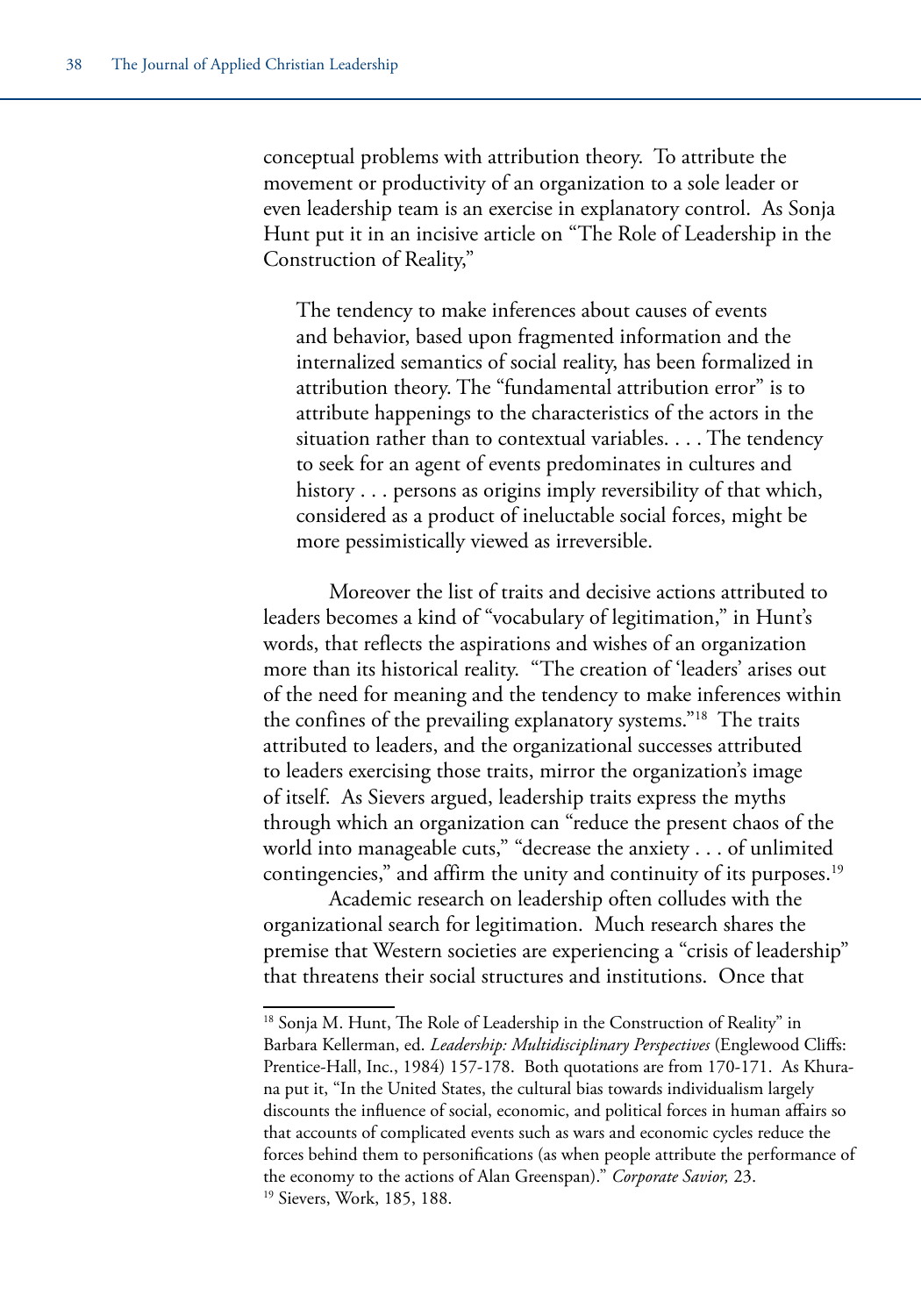conceptual problems with attribution theory. To attribute the movement or productivity of an organization to a sole leader or even leadership team is an exercise in explanatory control. As Sonja Hunt put it in an incisive article on "The Role of Leadership in the Construction of Reality,"

> The tendency to make inferences about causes of events and behavior, based upon fragmented information and the internalized semantics of social reality, has been formalized in attribution theory. The "fundamental attribution error" is to attribute happenings to the characteristics of the actors in the situation rather than to contextual variables. . . . The tendency to seek for an agent of events predominates in cultures and history . . . persons as origins imply reversibility of that which, considered as a product of ineluctable social forces, might be more pessimistically viewed as irreversible.

Moreover the list of traits and decisive actions attributed to leaders becomes a kind of "vocabulary of legitimation," in Hunt's words, that reflects the aspirations and wishes of an organization more than its historical reality. "The creation of 'leaders' arises out of the need for meaning and the tendency to make inferences within the confines of the prevailing explanatory systems."[18] The traits attributed to leaders, and the organizational successes attributed to leaders exercising those traits, mirror the organization's image of itself. As Sievers argued, leadership traits express the myths through which an organization can "reduce the present chaos of the world into manageable cuts," "decrease the anxiety . . . of unlimited contingencies," and affirm the unity and continuity of its purposes.[19]

Academic research on leadership often colludes with the organizational search for legitimation. Much research shares the premise that Western societies are experiencing a "crisis of leadership" that threatens their social structures and institutions. Once that

---

[18] Sonja M. Hunt, The Role of Leadership in the Construction of Reality" in Barbara Kellerman, ed. *Leadership: Multidisciplinary Perspectives* (Englewood Cliffs: Prentice-Hall, Inc., 1984) 157-178. Both quotations are from 170-171. As Khurana put it, "In the United States, the cultural bias towards individualism largely discounts the influence of social, economic, and political forces in human affairs so that accounts of complicated events such as wars and economic cycles reduce the forces behind them to personifications (as when people attribute the performance of the economy to the actions of Alan Greenspan)." *Corporate Savior,* 23.

[19] Sievers, Work, 185, 188.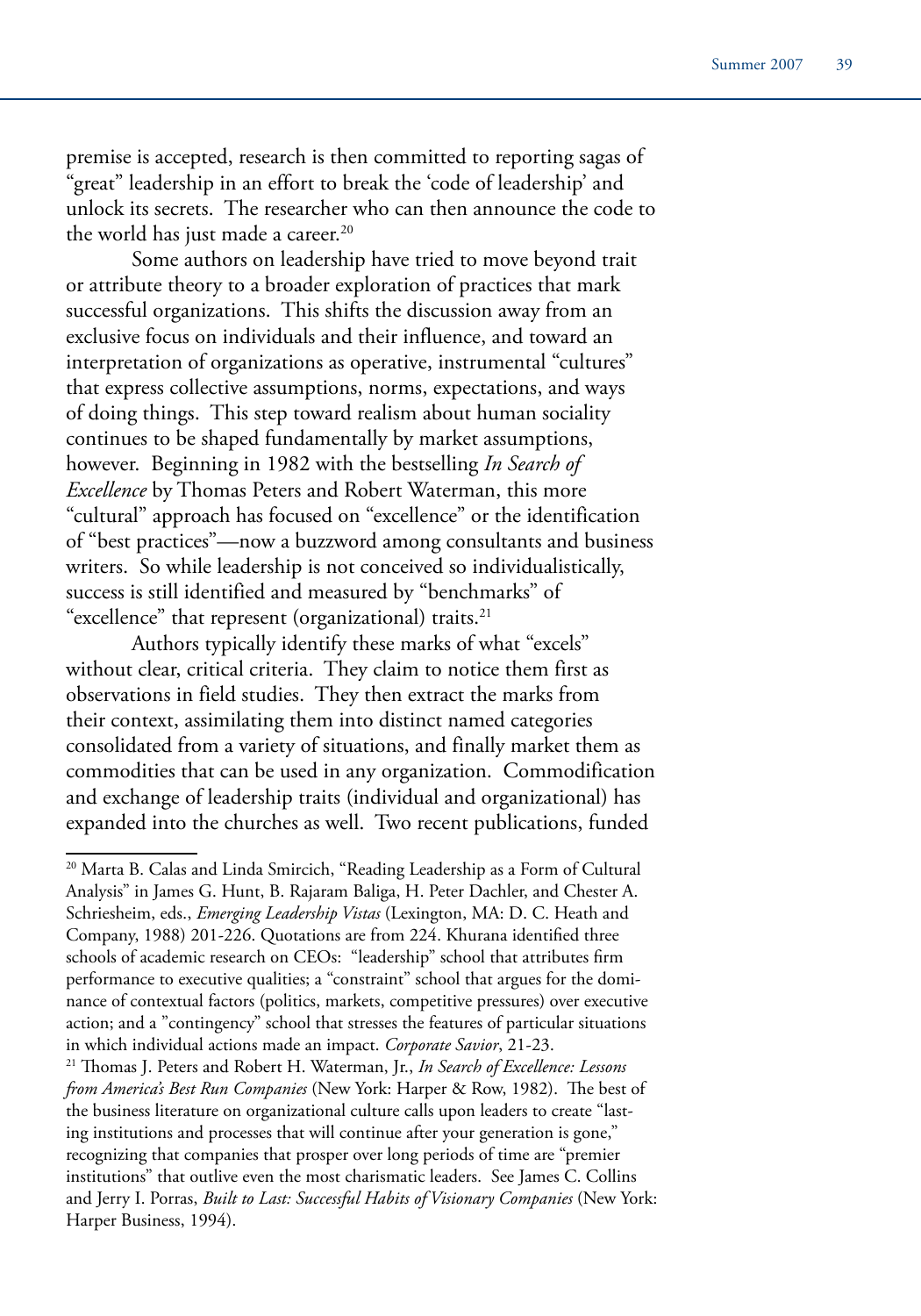premise is accepted, research is then committed to reporting sagas of "great" leadership in an effort to break the 'code of leadership' and unlock its secrets. The researcher who can then announce the code to the world has just made a career.[20]

Some authors on leadership have tried to move beyond trait or attribute theory to a broader exploration of practices that mark successful organizations. This shifts the discussion away from an exclusive focus on individuals and their influence, and toward an interpretation of organizations as operative, instrumental "cultures" that express collective assumptions, norms, expectations, and ways of doing things. This step toward realism about human sociality continues to be shaped fundamentally by market assumptions, however. Beginning in 1982 with the bestselling *In Search of Excellence* by Thomas Peters and Robert Waterman, this more "cultural" approach has focused on "excellence" or the identification of "best practices"—now a buzzword among consultants and business writers. So while leadership is not conceived so individualistically, success is still identified and measured by "benchmarks" of "excellence" that represent (organizational) traits.[21]

Authors typically identify these marks of what "excels" without clear, critical criteria. They claim to notice them first as observations in field studies. They then extract the marks from their context, assimilating them into distinct named categories consolidated from a variety of situations, and finally market them as commodities that can be used in any organization. Commodification and exchange of leadership traits (individual and organizational) has expanded into the churches as well. Two recent publications, funded

---

[20] Marta B. Calas and Linda Smircich, "Reading Leadership as a Form of Cultural Analysis" in James G. Hunt, B. Rajaram Baliga, H. Peter Dachler, and Chester A. Schriesheim, eds., *Emerging Leadership Vistas* (Lexington, MA: D. C. Heath and Company, 1988) 201-226. Quotations are from 224. Khurana identified three schools of academic research on CEOs: "leadership" school that attributes firm performance to executive qualities; a "constraint" school that argues for the dominance of contextual factors (politics, markets, competitive pressures) over executive action; and a "contingency" school that stresses the features of particular situations in which individual actions made an impact. *Corporate Savior*, 21-23.

[21] Thomas J. Peters and Robert H. Waterman, Jr., *In Search of Excellence: Lessons from America's Best Run Companies* (New York: Harper & Row, 1982). The best of the business literature on organizational culture calls upon leaders to create "lasting institutions and processes that will continue after your generation is gone," recognizing that companies that prosper over long periods of time are "premier institutions" that outlive even the most charismatic leaders. See James C. Collins and Jerry I. Porras, *Built to Last: Successful Habits of Visionary Companies* (New York: Harper Business, 1994).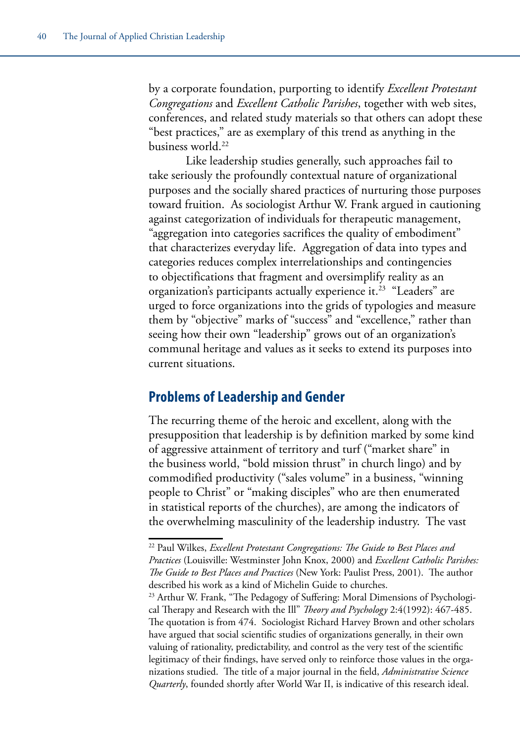by a corporate foundation, purporting to identify *Excellent Protestant Congregations* and *Excellent Catholic Parishes*, together with web sites, conferences, and related study materials so that others can adopt these "best practices," are as exemplary of this trend as anything in the business world.[22]

Like leadership studies generally, such approaches fail to take seriously the profoundly contextual nature of organizational purposes and the socially shared practices of nurturing those purposes toward fruition. As sociologist Arthur W. Frank argued in cautioning against categorization of individuals for therapeutic management, "aggregation into categories sacrifices the quality of embodiment" that characterizes everyday life. Aggregation of data into types and categories reduces complex interrelationships and contingencies to objectifications that fragment and oversimplify reality as an organization's participants actually experience it.[23] "Leaders" are urged to force organizations into the grids of typologies and measure them by "objective" marks of "success" and "excellence," rather than seeing how their own "leadership" grows out of an organization's communal heritage and values as it seeks to extend its purposes into current situations.

## Problems of Leadership and Gender

The recurring theme of the heroic and excellent, along with the presupposition that leadership is by definition marked by some kind of aggressive attainment of territory and turf ("market share" in the business world, "bold mission thrust" in church lingo) and by commodified productivity ("sales volume" in a business, "winning people to Christ" or "making disciples" who are then enumerated in statistical reports of the churches), are among the indicators of the overwhelming masculinity of the leadership industry. The vast

---

[22] Paul Wilkes, *Excellent Protestant Congregations: The Guide to Best Places and Practices* (Louisville: Westminster John Knox, 2000) and *Excellent Catholic Parishes: The Guide to Best Places and Practices* (New York: Paulist Press, 2001). The author described his work as a kind of Michelin Guide to churches.

[23] Arthur W. Frank, "The Pedagogy of Suffering: Moral Dimensions of Psychological Therapy and Research with the Ill" *Theory and Psychology* 2:4(1992): 467-485. The quotation is from 474. Sociologist Richard Harvey Brown and other scholars have argued that social scientific studies of organizations generally, in their own valuing of rationality, predictability, and control as the very test of the scientific legitimacy of their findings, have served only to reinforce those values in the organizations studied. The title of a major journal in the field, *Administrative Science Quarterly*, founded shortly after World War II, is indicative of this research ideal.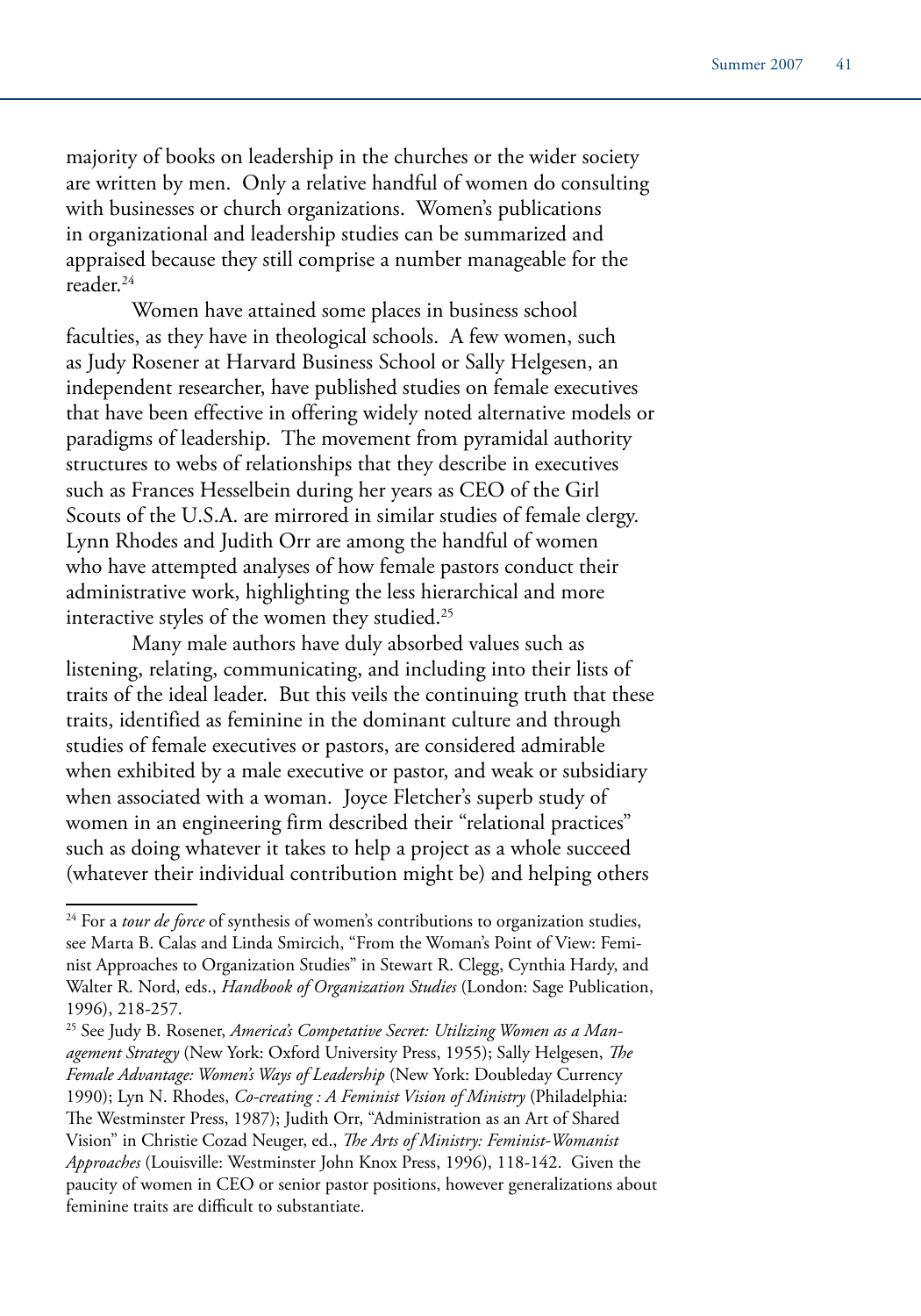majority of books on leadership in the churches or the wider society are written by men. Only a relative handful of women do consulting with businesses or church organizations. Women's publications in organizational and leadership studies can be summarized and appraised because they still comprise a number manageable for the reader.[24]

Women have attained some places in business school faculties, as they have in theological schools. A few women, such as Judy Rosener at Harvard Business School or Sally Helgesen, an independent researcher, have published studies on female executives that have been effective in offering widely noted alternative models or paradigms of leadership. The movement from pyramidal authority structures to webs of relationships that they describe in executives such as Frances Hesselbein during her years as CEO of the Girl Scouts of the U.S.A. are mirrored in similar studies of female clergy. Lynn Rhodes and Judith Orr are among the handful of women who have attempted analyses of how female pastors conduct their administrative work, highlighting the less hierarchical and more interactive styles of the women they studied.[25]

Many male authors have duly absorbed values such as listening, relating, communicating, and including into their lists of traits of the ideal leader. But this veils the continuing truth that these traits, identified as feminine in the dominant culture and through studies of female executives or pastors, are considered admirable when exhibited by a male executive or pastor, and weak or subsidiary when associated with a woman. Joyce Fletcher's superb study of women in an engineering firm described their "relational practices" such as doing whatever it takes to help a project as a whole succeed (whatever their individual contribution might be) and helping others

---

[24] For a *tour de force* of synthesis of women's contributions to organization studies, see Marta B. Calas and Linda Smircich, "From the Woman's Point of View: Feminist Approaches to Organization Studies" in Stewart R. Clegg, Cynthia Hardy, and Walter R. Nord, eds., *Handbook of Organization Studies* (London: Sage Publication, 1996), 218-257.

[25] See Judy B. Rosener, *America's Competative Secret: Utilizing Women as a Management Strategy* (New York: Oxford University Press, 1955); Sally Helgesen, *The Female Advantage: Women's Ways of Leadership* (New York: Doubleday Currency 1990); Lyn N. Rhodes, *Co-creating : A Feminist Vision of Ministry* (Philadelphia: The Westminster Press, 1987); Judith Orr, "Administration as an Art of Shared Vision" in Christie Cozad Neuger, ed., *The Arts of Ministry: Feminist-Womanist Approaches* (Louisville: Westminster John Knox Press, 1996), 118-142. Given the paucity of women in CEO or senior pastor positions, however generalizations about feminine traits are difficult to substantiate.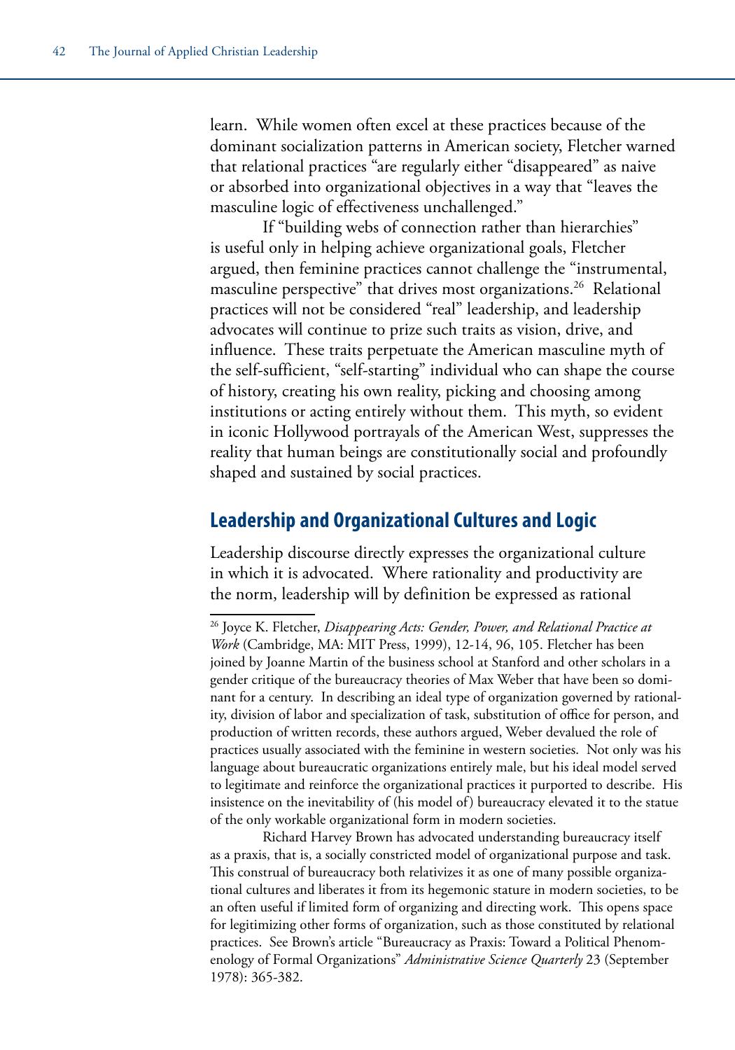learn.  While women often excel at these practices because of the dominant socialization patterns in American society, Fletcher warned that relational practices "are regularly either "disappeared" as naive or absorbed into organizational objectives in a way that "leaves the masculine logic of effectiveness unchallenged."

If "building webs of connection rather than hierarchies" is useful only in helping achieve organizational goals, Fletcher argued, then feminine practices cannot challenge the "instrumental, masculine perspective" that drives most organizations.[26]  Relational practices will not be considered "real" leadership, and leadership advocates will continue to prize such traits as vision, drive, and influence.  These traits perpetuate the American masculine myth of the self-sufficient, "self-starting" individual who can shape the course of history, creating his own reality, picking and choosing among institutions or acting entirely without them.  This myth, so evident in iconic Hollywood portrayals of the American West, suppresses the reality that human beings are constitutionally social and profoundly shaped and sustained by social practices.

## Leadership and Organizational Cultures and Logic

Leadership discourse directly expresses the organizational culture in which it is advocated.  Where rationality and productivity are the norm, leadership will by definition be expressed as rational

---

[26] Joyce K. Fletcher, *Disappearing Acts: Gender, Power, and Relational Practice at Work* (Cambridge, MA: MIT Press, 1999), 12-14, 96, 105. Fletcher has been joined by Joanne Martin of the business school at Stanford and other scholars in a gender critique of the bureaucracy theories of Max Weber that have been so dominant for a century.  In describing an ideal type of organization governed by rationality, division of labor and specialization of task, substitution of office for person, and production of written records, these authors argued, Weber devalued the role of practices usually associated with the feminine in western societies.  Not only was his language about bureaucratic organizations entirely male, but his ideal model served to legitimate and reinforce the organizational practices it purported to describe.  His insistence on the inevitability of (his model of) bureaucracy elevated it to the statue of the only workable organizational form in modern societies.

Richard Harvey Brown has advocated understanding bureaucracy itself as a praxis, that is, a socially constricted model of organizational purpose and task. This construal of bureaucracy both relativizes it as one of many possible organizational cultures and liberates it from its hegemonic stature in modern societies, to be an often useful if limited form of organizing and directing work.  This opens space for legitimizing other forms of organization, such as those constituted by relational practices.  See Brown's article "Bureaucracy as Praxis: Toward a Political Phenomenology of Formal Organizations" *Administrative Science Quarterly* 23 (September 1978): 365-382.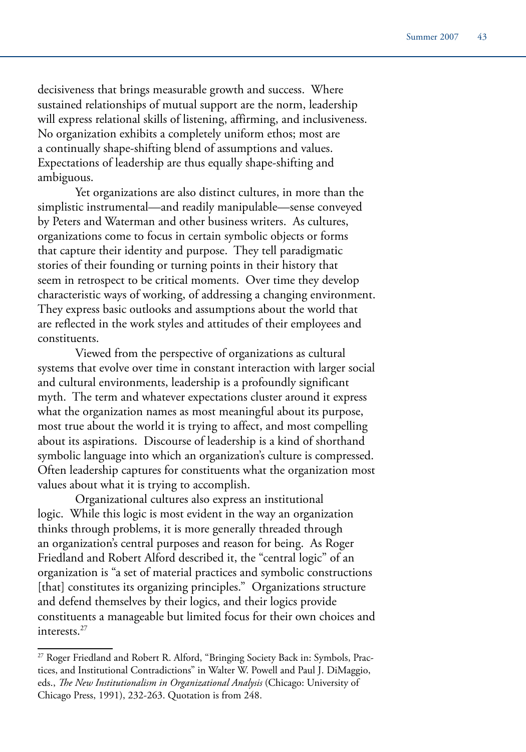decisiveness that brings measurable growth and success. Where sustained relationships of mutual support are the norm, leadership will express relational skills of listening, affirming, and inclusiveness. No organization exhibits a completely uniform ethos; most are a continually shape-shifting blend of assumptions and values. Expectations of leadership are thus equally shape-shifting and ambiguous.

Yet organizations are also distinct cultures, in more than the simplistic instrumental—and readily manipulable—sense conveyed by Peters and Waterman and other business writers. As cultures, organizations come to focus in certain symbolic objects or forms that capture their identity and purpose. They tell paradigmatic stories of their founding or turning points in their history that seem in retrospect to be critical moments. Over time they develop characteristic ways of working, of addressing a changing environment. They express basic outlooks and assumptions about the world that are reflected in the work styles and attitudes of their employees and constituents.

Viewed from the perspective of organizations as cultural systems that evolve over time in constant interaction with larger social and cultural environments, leadership is a profoundly significant myth. The term and whatever expectations cluster around it express what the organization names as most meaningful about its purpose, most true about the world it is trying to affect, and most compelling about its aspirations. Discourse of leadership is a kind of shorthand symbolic language into which an organization's culture is compressed. Often leadership captures for constituents what the organization most values about what it is trying to accomplish.

Organizational cultures also express an institutional logic. While this logic is most evident in the way an organization thinks through problems, it is more generally threaded through an organization's central purposes and reason for being. As Roger Friedland and Robert Alford described it, the "central logic" of an organization is "a set of material practices and symbolic constructions [that] constitutes its organizing principles." Organizations structure and defend themselves by their logics, and their logics provide constituents a manageable but limited focus for their own choices and interests.[27]

---

[27] Roger Friedland and Robert R. Alford, "Bringing Society Back in: Symbols, Practices, and Institutional Contradictions" in Walter W. Powell and Paul J. DiMaggio, eds., *The New Institutionalism in Organizational Analysis* (Chicago: University of Chicago Press, 1991), 232-263. Quotation is from 248.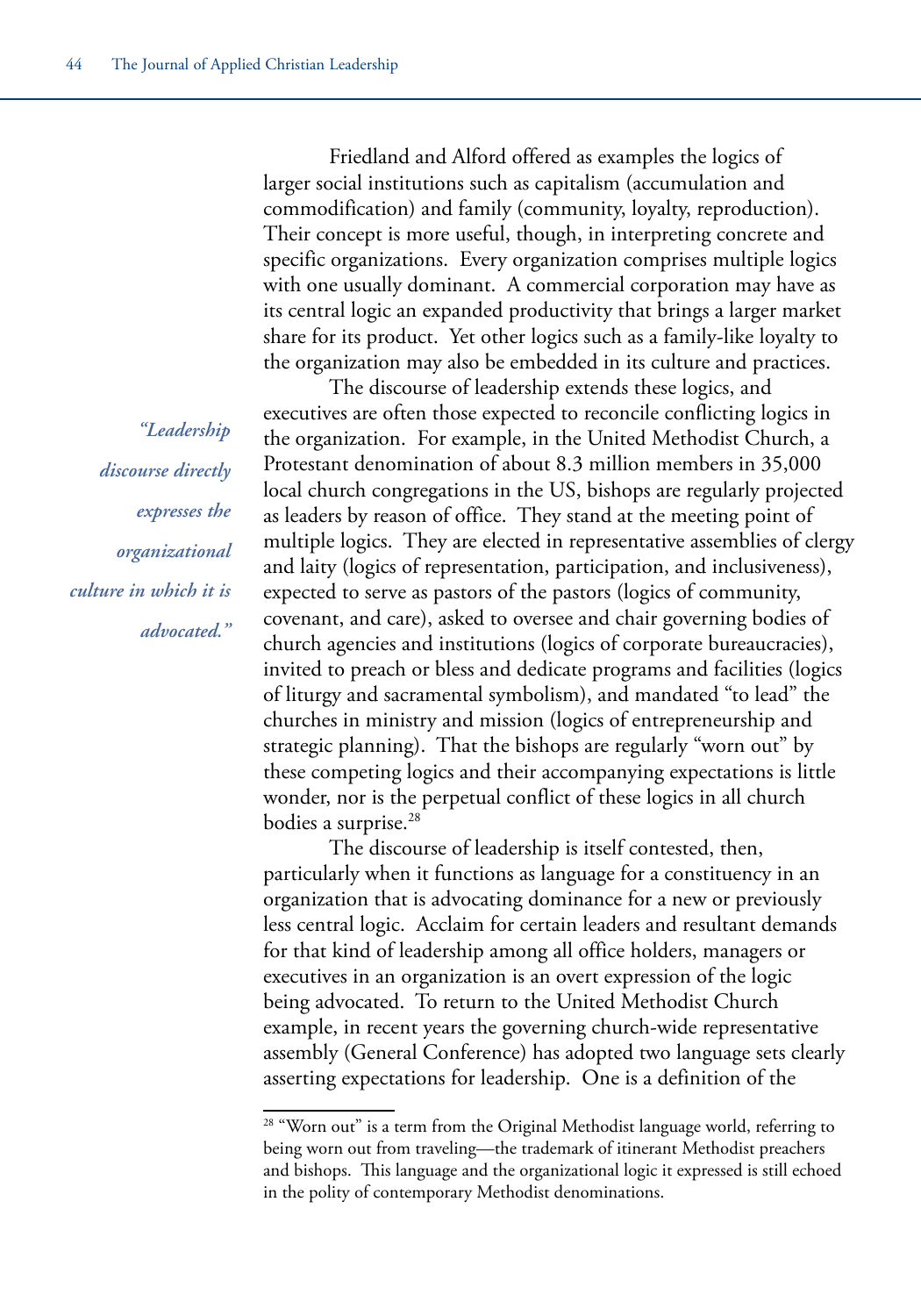Friedland and Alford offered as examples the logics of larger social institutions such as capitalism (accumulation and commodification) and family (community, loyalty, reproduction). Their concept is more useful, though, in interpreting concrete and specific organizations. Every organization comprises multiple logics with one usually dominant. A commercial corporation may have as its central logic an expanded productivity that brings a larger market share for its product. Yet other logics such as a family-like loyalty to the organization may also be embedded in its culture and practices.

*"Leadership discourse directly expresses the organizational culture in which it is advocated."*

The discourse of leadership extends these logics, and executives are often those expected to reconcile conflicting logics in the organization. For example, in the United Methodist Church, a Protestant denomination of about 8.3 million members in 35,000 local church congregations in the US, bishops are regularly projected as leaders by reason of office. They stand at the meeting point of multiple logics. They are elected in representative assemblies of clergy and laity (logics of representation, participation, and inclusiveness), expected to serve as pastors of the pastors (logics of community, covenant, and care), asked to oversee and chair governing bodies of church agencies and institutions (logics of corporate bureaucracies), invited to preach or bless and dedicate programs and facilities (logics of liturgy and sacramental symbolism), and mandated "to lead" the churches in ministry and mission (logics of entrepreneurship and strategic planning). That the bishops are regularly "worn out" by these competing logics and their accompanying expectations is little wonder, nor is the perpetual conflict of these logics in all church bodies a surprise.[28]

The discourse of leadership is itself contested, then, particularly when it functions as language for a constituency in an organization that is advocating dominance for a new or previously less central logic. Acclaim for certain leaders and resultant demands for that kind of leadership among all office holders, managers or executives in an organization is an overt expression of the logic being advocated. To return to the United Methodist Church example, in recent years the governing church-wide representative assembly (General Conference) has adopted two language sets clearly asserting expectations for leadership. One is a definition of the

---

[28] "Worn out" is a term from the Original Methodist language world, referring to being worn out from traveling—the trademark of itinerant Methodist preachers and bishops. This language and the organizational logic it expressed is still echoed in the polity of contemporary Methodist denominations.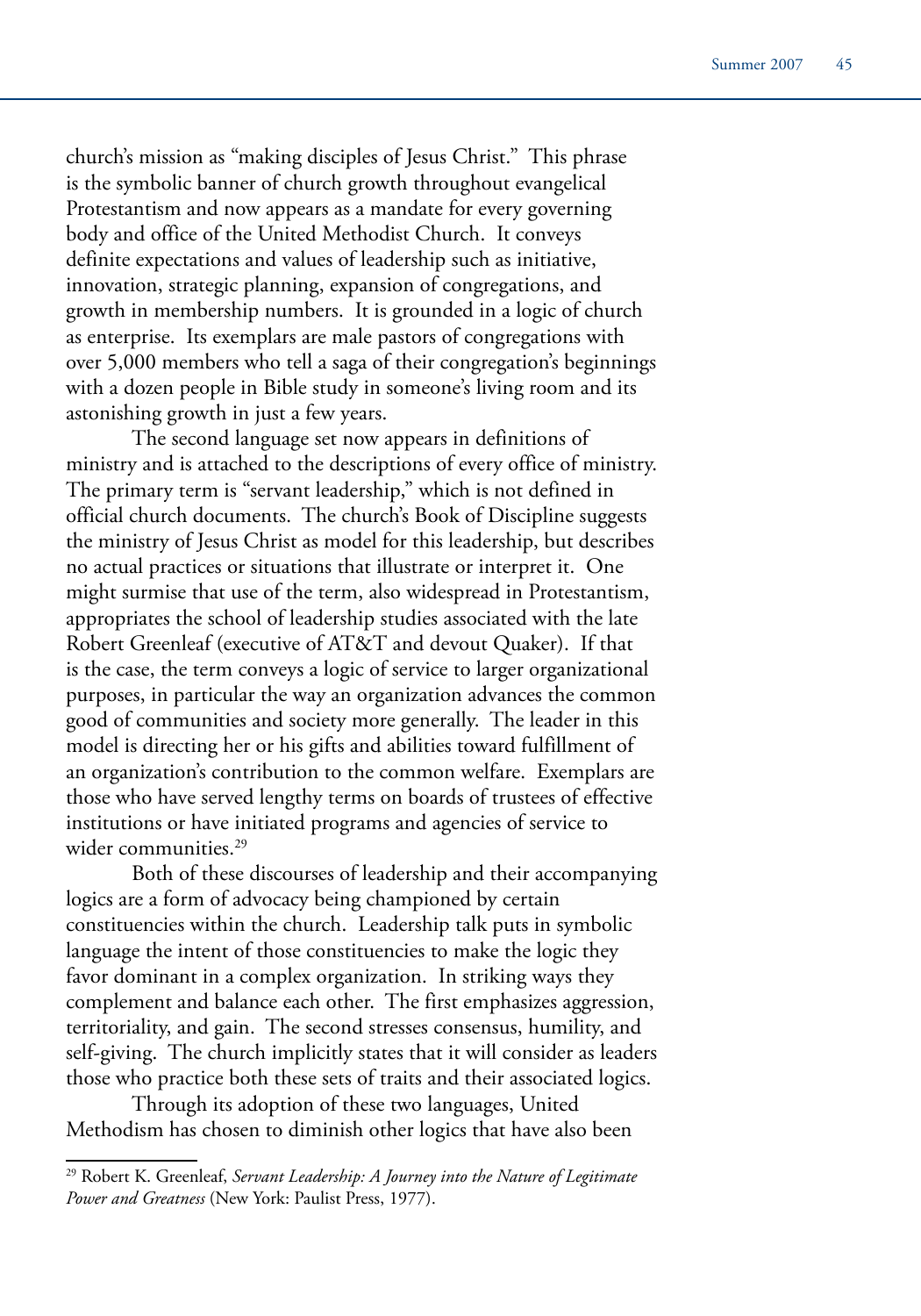church's mission as "making disciples of Jesus Christ." This phrase is the symbolic banner of church growth throughout evangelical Protestantism and now appears as a mandate for every governing body and office of the United Methodist Church. It conveys definite expectations and values of leadership such as initiative, innovation, strategic planning, expansion of congregations, and growth in membership numbers. It is grounded in a logic of church as enterprise. Its exemplars are male pastors of congregations with over 5,000 members who tell a saga of their congregation's beginnings with a dozen people in Bible study in someone's living room and its astonishing growth in just a few years.

The second language set now appears in definitions of ministry and is attached to the descriptions of every office of ministry. The primary term is "servant leadership," which is not defined in official church documents. The church's Book of Discipline suggests the ministry of Jesus Christ as model for this leadership, but describes no actual practices or situations that illustrate or interpret it. One might surmise that use of the term, also widespread in Protestantism, appropriates the school of leadership studies associated with the late Robert Greenleaf (executive of AT&T and devout Quaker). If that is the case, the term conveys a logic of service to larger organizational purposes, in particular the way an organization advances the common good of communities and society more generally. The leader in this model is directing her or his gifts and abilities toward fulfillment of an organization's contribution to the common welfare. Exemplars are those who have served lengthy terms on boards of trustees of effective institutions or have initiated programs and agencies of service to wider communities.[29]

Both of these discourses of leadership and their accompanying logics are a form of advocacy being championed by certain constituencies within the church. Leadership talk puts in symbolic language the intent of those constituencies to make the logic they favor dominant in a complex organization. In striking ways they complement and balance each other. The first emphasizes aggression, territoriality, and gain. The second stresses consensus, humility, and self-giving. The church implicitly states that it will consider as leaders those who practice both these sets of traits and their associated logics.

Through its adoption of these two languages, United Methodism has chosen to diminish other logics that have also been

---

[29] Robert K. Greenleaf, *Servant Leadership: A Journey into the Nature of Legitimate Power and Greatness* (New York: Paulist Press, 1977).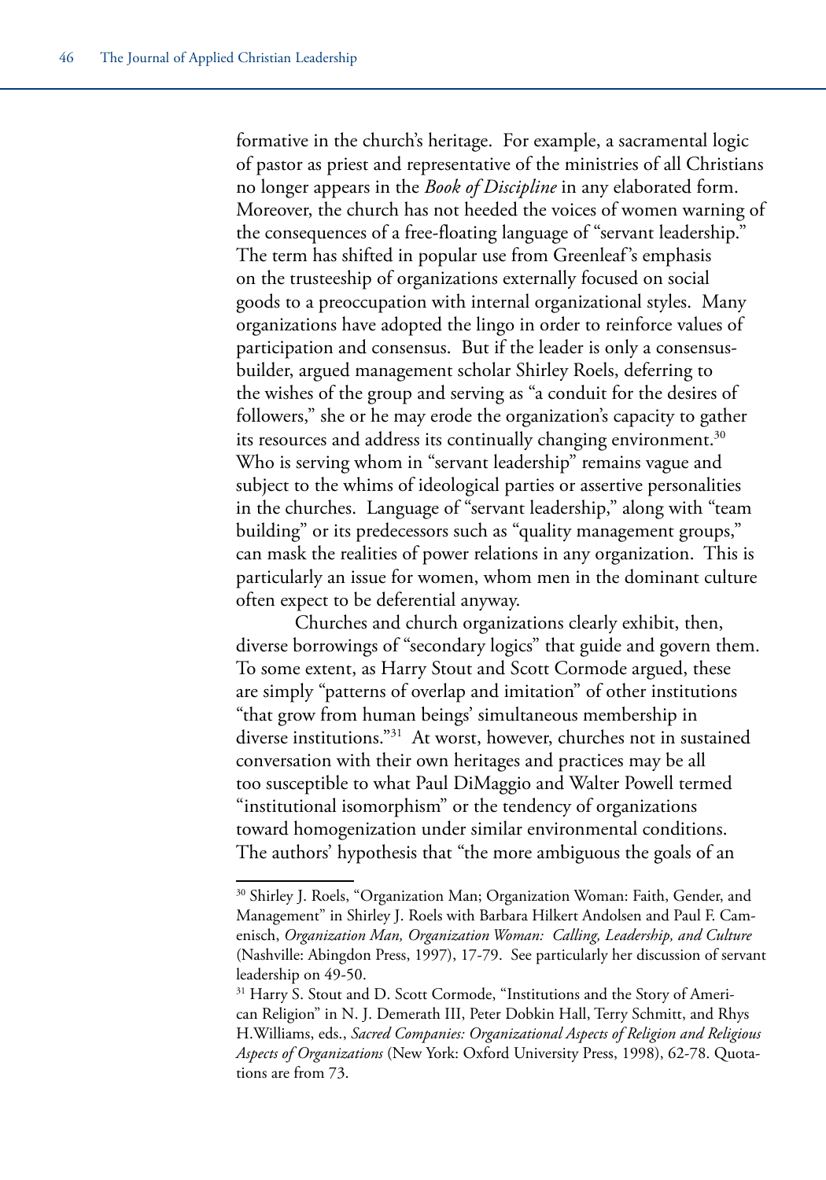formative in the church's heritage. For example, a sacramental logic of pastor as priest and representative of the ministries of all Christians no longer appears in the *Book of Discipline* in any elaborated form. Moreover, the church has not heeded the voices of women warning of the consequences of a free-floating language of "servant leadership." The term has shifted in popular use from Greenleaf's emphasis on the trusteeship of organizations externally focused on social goods to a preoccupation with internal organizational styles. Many organizations have adopted the lingo in order to reinforce values of participation and consensus. But if the leader is only a consensus-builder, argued management scholar Shirley Roels, deferring to the wishes of the group and serving as "a conduit for the desires of followers," she or he may erode the organization's capacity to gather its resources and address its continually changing environment.[30] Who is serving whom in "servant leadership" remains vague and subject to the whims of ideological parties or assertive personalities in the churches. Language of "servant leadership," along with "team building" or its predecessors such as "quality management groups," can mask the realities of power relations in any organization. This is particularly an issue for women, whom men in the dominant culture often expect to be deferential anyway.

Churches and church organizations clearly exhibit, then, diverse borrowings of "secondary logics" that guide and govern them. To some extent, as Harry Stout and Scott Cormode argued, these are simply "patterns of overlap and imitation" of other institutions "that grow from human beings' simultaneous membership in diverse institutions."[31] At worst, however, churches not in sustained conversation with their own heritages and practices may be all too susceptible to what Paul DiMaggio and Walter Powell termed "institutional isomorphism" or the tendency of organizations toward homogenization under similar environmental conditions. The authors' hypothesis that "the more ambiguous the goals of an

---

[30] Shirley J. Roels, "Organization Man; Organization Woman: Faith, Gender, and Management" in Shirley J. Roels with Barbara Hilkert Andolsen and Paul F. Camenisch, *Organization Man, Organization Woman: Calling, Leadership, and Culture* (Nashville: Abingdon Press, 1997), 17-79. See particularly her discussion of servant leadership on 49-50.

[31] Harry S. Stout and D. Scott Cormode, "Institutions and the Story of American Religion" in N. J. Demerath III, Peter Dobkin Hall, Terry Schmitt, and Rhys H.Williams, eds., *Sacred Companies: Organizational Aspects of Religion and Religious Aspects of Organizations* (New York: Oxford University Press, 1998), 62-78. Quotations are from 73.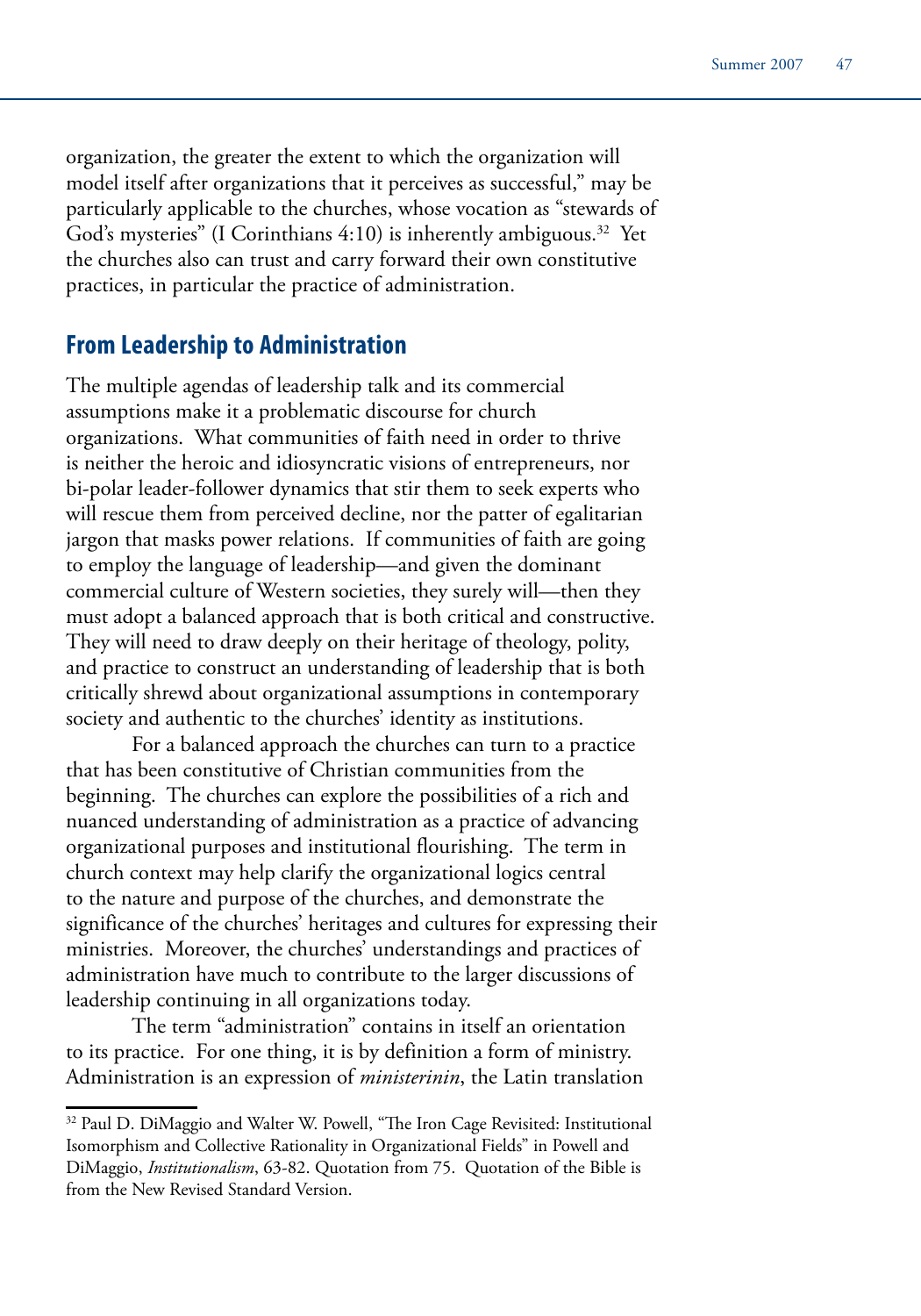organization, the greater the extent to which the organization will model itself after organizations that it perceives as successful," may be particularly applicable to the churches, whose vocation as "stewards of God's mysteries" (I Corinthians 4:10) is inherently ambiguous.[32] Yet the churches also can trust and carry forward their own constitutive practices, in particular the practice of administration.

## From Leadership to Administration

The multiple agendas of leadership talk and its commercial assumptions make it a problematic discourse for church organizations. What communities of faith need in order to thrive is neither the heroic and idiosyncratic visions of entrepreneurs, nor bi-polar leader-follower dynamics that stir them to seek experts who will rescue them from perceived decline, nor the patter of egalitarian jargon that masks power relations. If communities of faith are going to employ the language of leadership—and given the dominant commercial culture of Western societies, they surely will—then they must adopt a balanced approach that is both critical and constructive. They will need to draw deeply on their heritage of theology, polity, and practice to construct an understanding of leadership that is both critically shrewd about organizational assumptions in contemporary society and authentic to the churches' identity as institutions.

For a balanced approach the churches can turn to a practice that has been constitutive of Christian communities from the beginning. The churches can explore the possibilities of a rich and nuanced understanding of administration as a practice of advancing organizational purposes and institutional flourishing. The term in church context may help clarify the organizational logics central to the nature and purpose of the churches, and demonstrate the significance of the churches' heritages and cultures for expressing their ministries. Moreover, the churches' understandings and practices of administration have much to contribute to the larger discussions of leadership continuing in all organizations today.

The term "administration" contains in itself an orientation to its practice. For one thing, it is by definition a form of ministry. Administration is an expression of *ministerinin*, the Latin translation

---

[32] Paul D. DiMaggio and Walter W. Powell, "The Iron Cage Revisited: Institutional Isomorphism and Collective Rationality in Organizational Fields" in Powell and DiMaggio, *Institutionalism*, 63-82. Quotation from 75. Quotation of the Bible is from the New Revised Standard Version.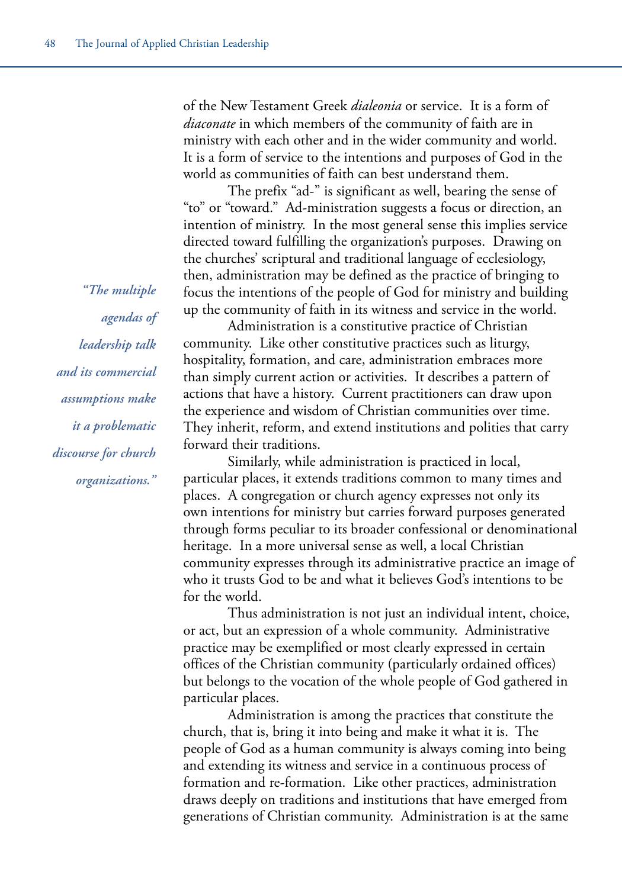of the New Testament Greek *dialeonia* or service. It is a form of *diaconate* in which members of the community of faith are in ministry with each other and in the wider community and world. It is a form of service to the intentions and purposes of God in the world as communities of faith can best understand them.

The prefix "ad-" is significant as well, bearing the sense of "to" or "toward." Ad-ministration suggests a focus or direction, an intention of ministry. In the most general sense this implies service directed toward fulfilling the organization's purposes. Drawing on the churches' scriptural and traditional language of ecclesiology, then, administration may be defined as the practice of bringing to focus the intentions of the people of God for ministry and building up the community of faith in its witness and service in the world.

> *"The multiple agendas of leadership talk and its commercial assumptions make it a problematic discourse for church organizations."*

Administration is a constitutive practice of Christian community. Like other constitutive practices such as liturgy, hospitality, formation, and care, administration embraces more than simply current action or activities. It describes a pattern of actions that have a history. Current practitioners can draw upon the experience and wisdom of Christian communities over time. They inherit, reform, and extend institutions and polities that carry forward their traditions.

Similarly, while administration is practiced in local, particular places, it extends traditions common to many times and places. A congregation or church agency expresses not only its own intentions for ministry but carries forward purposes generated through forms peculiar to its broader confessional or denominational heritage. In a more universal sense as well, a local Christian community expresses through its administrative practice an image of who it trusts God to be and what it believes God's intentions to be for the world.

Thus administration is not just an individual intent, choice, or act, but an expression of a whole community. Administrative practice may be exemplified or most clearly expressed in certain offices of the Christian community (particularly ordained offices) but belongs to the vocation of the whole people of God gathered in particular places.

Administration is among the practices that constitute the church, that is, bring it into being and make it what it is. The people of God as a human community is always coming into being and extending its witness and service in a continuous process of formation and re-formation. Like other practices, administration draws deeply on traditions and institutions that have emerged from generations of Christian community. Administration is at the same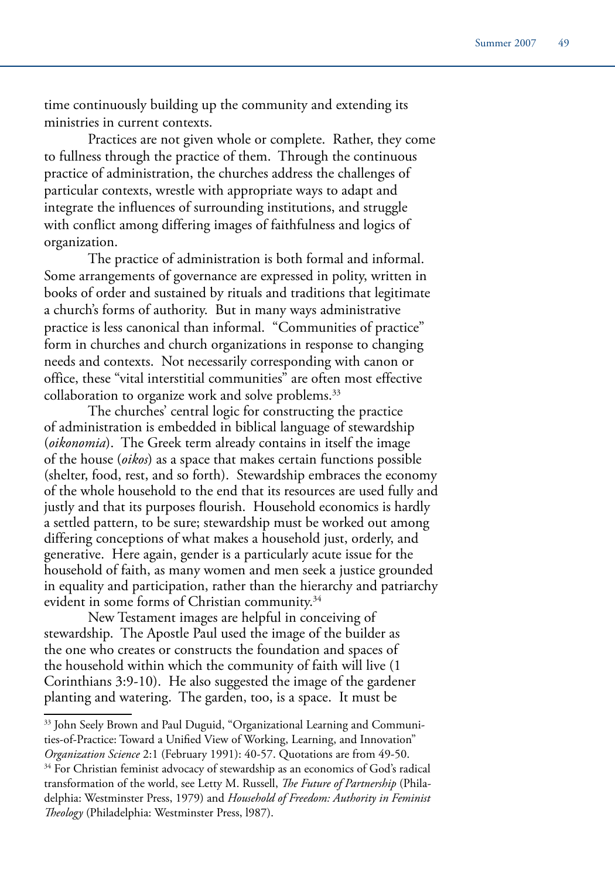time continuously building up the community and extending its ministries in current contexts.

Practices are not given whole or complete. Rather, they come to fullness through the practice of them. Through the continuous practice of administration, the churches address the challenges of particular contexts, wrestle with appropriate ways to adapt and integrate the influences of surrounding institutions, and struggle with conflict among differing images of faithfulness and logics of organization.

The practice of administration is both formal and informal. Some arrangements of governance are expressed in polity, written in books of order and sustained by rituals and traditions that legitimate a church's forms of authority. But in many ways administrative practice is less canonical than informal. "Communities of practice" form in churches and church organizations in response to changing needs and contexts. Not necessarily corresponding with canon or office, these "vital interstitial communities" are often most effective collaboration to organize work and solve problems.[33]

The churches' central logic for constructing the practice of administration is embedded in biblical language of stewardship (*oikonomia*). The Greek term already contains in itself the image of the house (*oikos*) as a space that makes certain functions possible (shelter, food, rest, and so forth). Stewardship embraces the economy of the whole household to the end that its resources are used fully and justly and that its purposes flourish. Household economics is hardly a settled pattern, to be sure; stewardship must be worked out among differing conceptions of what makes a household just, orderly, and generative. Here again, gender is a particularly acute issue for the household of faith, as many women and men seek a justice grounded in equality and participation, rather than the hierarchy and patriarchy evident in some forms of Christian community.[34]

New Testament images are helpful in conceiving of stewardship. The Apostle Paul used the image of the builder as the one who creates or constructs the foundation and spaces of the household within which the community of faith will live (1 Corinthians 3:9-10). He also suggested the image of the gardener planting and watering. The garden, too, is a space. It must be

---

[33] John Seely Brown and Paul Duguid, "Organizational Learning and Communities-of-Practice: Toward a Unified View of Working, Learning, and Innovation" *Organization Science* 2:1 (February 1991): 40-57. Quotations are from 49-50.

[34] For Christian feminist advocacy of stewardship as an economics of God's radical transformation of the world, see Letty M. Russell, *The Future of Partnership* (Philadelphia: Westminster Press, 1979) and *Household of Freedom: Authority in Feminist Theology* (Philadelphia: Westminster Press, l987).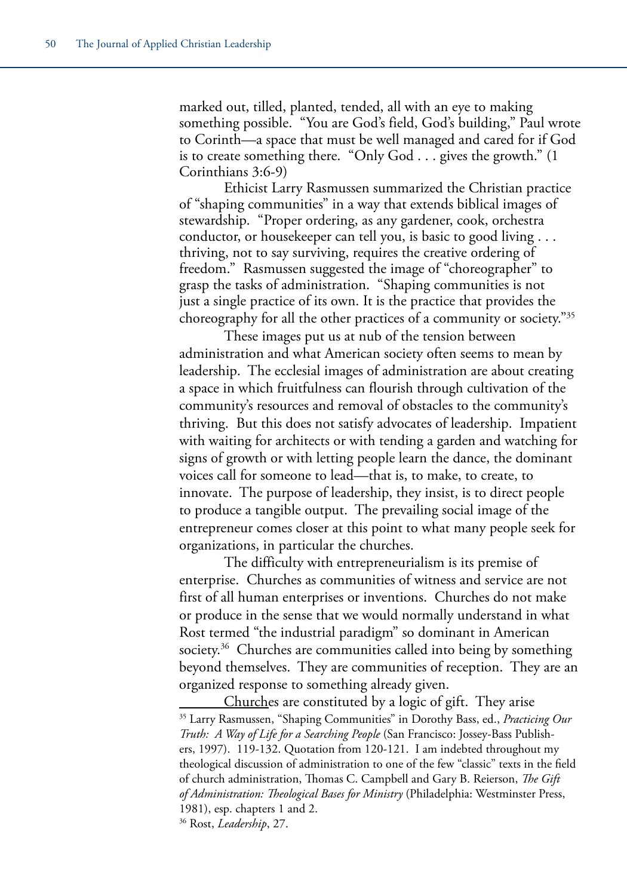marked out, tilled, planted, tended, all with an eye to making something possible. "You are God's field, God's building," Paul wrote to Corinth—a space that must be well managed and cared for if God is to create something there. "Only God . . . gives the growth." (1 Corinthians 3:6-9)

Ethicist Larry Rasmussen summarized the Christian practice of "shaping communities" in a way that extends biblical images of stewardship. "Proper ordering, as any gardener, cook, orchestra conductor, or housekeeper can tell you, is basic to good living . . . thriving, not to say surviving, requires the creative ordering of freedom." Rasmussen suggested the image of "choreographer" to grasp the tasks of administration. "Shaping communities is not just a single practice of its own. It is the practice that provides the choreography for all the other practices of a community or society."[35]

These images put us at nub of the tension between administration and what American society often seems to mean by leadership. The ecclesial images of administration are about creating a space in which fruitfulness can flourish through cultivation of the community's resources and removal of obstacles to the community's thriving. But this does not satisfy advocates of leadership. Impatient with waiting for architects or with tending a garden and watching for signs of growth or with letting people learn the dance, the dominant voices call for someone to lead—that is, to make, to create, to innovate. The purpose of leadership, they insist, is to direct people to produce a tangible output. The prevailing social image of the entrepreneur comes closer at this point to what many people seek for organizations, in particular the churches.

The difficulty with entrepreneurialism is its premise of enterprise. Churches as communities of witness and service are not first of all human enterprises or inventions. Churches do not make or produce in the sense that we would normally understand in what Rost termed "the industrial paradigm" so dominant in American society.[36] Churches are communities called into being by something beyond themselves. They are communities of reception. They are an organized response to something already given.

Churches are constituted by a logic of gift. They arise

---

[35] Larry Rasmussen, "Shaping Communities" in Dorothy Bass, ed., *Practicing Our Truth: A Way of Life for a Searching People* (San Francisco: Jossey-Bass Publishers, 1997). 119-132. Quotation from 120-121. I am indebted throughout my theological discussion of administration to one of the few "classic" texts in the field of church administration, Thomas C. Campbell and Gary B. Reierson, *The Gift of Administration: Theological Bases for Ministry* (Philadelphia: Westminster Press, 1981), esp. chapters 1 and 2.

[36] Rost, *Leadership*, 27.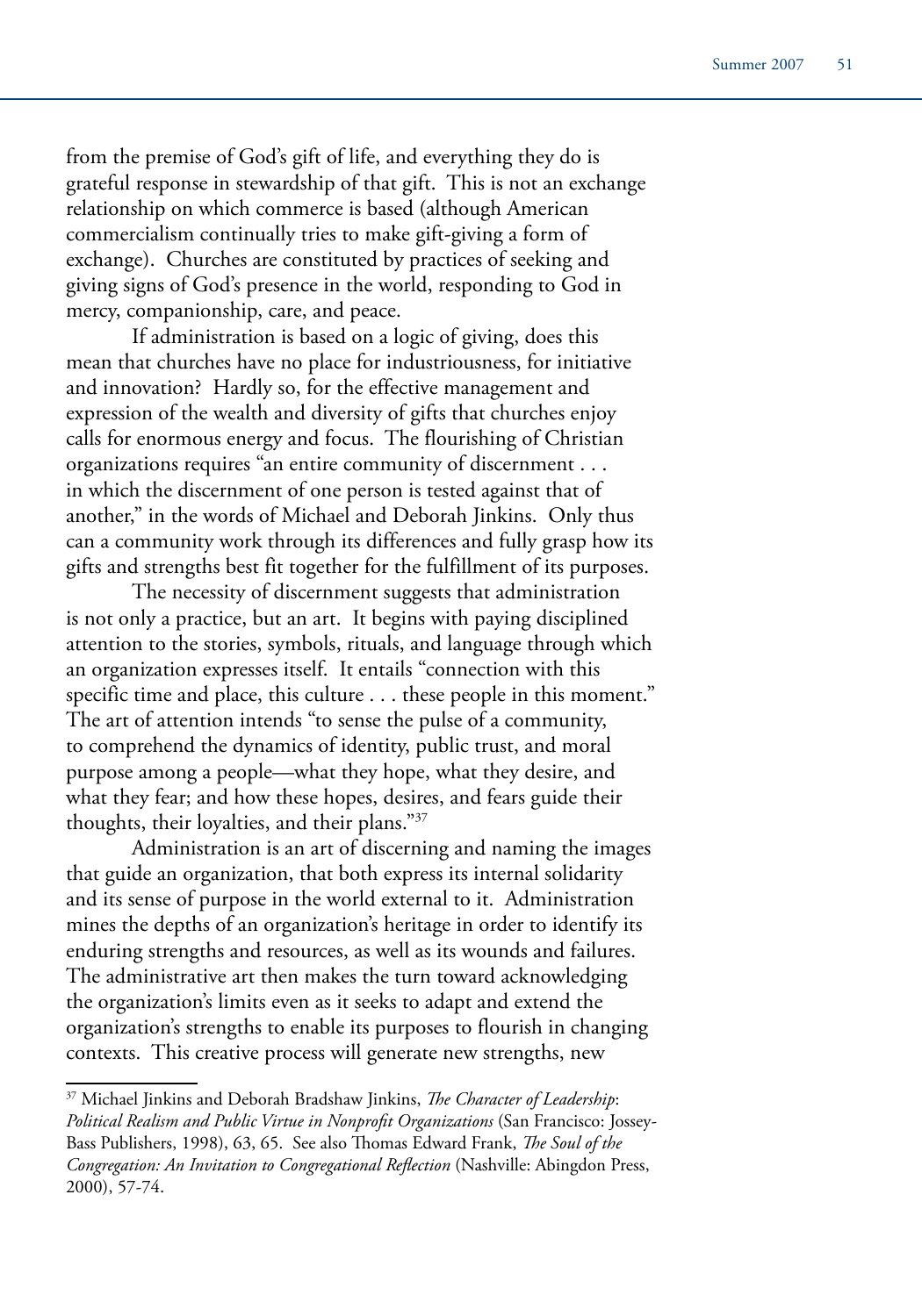from the premise of God's gift of life, and everything they do is grateful response in stewardship of that gift. This is not an exchange relationship on which commerce is based (although American commercialism continually tries to make gift-giving a form of exchange). Churches are constituted by practices of seeking and giving signs of God's presence in the world, responding to God in mercy, companionship, care, and peace.

If administration is based on a logic of giving, does this mean that churches have no place for industriousness, for initiative and innovation? Hardly so, for the effective management and expression of the wealth and diversity of gifts that churches enjoy calls for enormous energy and focus. The flourishing of Christian organizations requires "an entire community of discernment . . . in which the discernment of one person is tested against that of another," in the words of Michael and Deborah Jinkins. Only thus can a community work through its differences and fully grasp how its gifts and strengths best fit together for the fulfillment of its purposes.

The necessity of discernment suggests that administration is not only a practice, but an art. It begins with paying disciplined attention to the stories, symbols, rituals, and language through which an organization expresses itself. It entails "connection with this specific time and place, this culture . . . these people in this moment." The art of attention intends "to sense the pulse of a community, to comprehend the dynamics of identity, public trust, and moral purpose among a people—what they hope, what they desire, and what they fear; and how these hopes, desires, and fears guide their thoughts, their loyalties, and their plans."[37]

Administration is an art of discerning and naming the images that guide an organization, that both express its internal solidarity and its sense of purpose in the world external to it. Administration mines the depths of an organization's heritage in order to identify its enduring strengths and resources, as well as its wounds and failures. The administrative art then makes the turn toward acknowledging the organization's limits even as it seeks to adapt and extend the organization's strengths to enable its purposes to flourish in changing contexts. This creative process will generate new strengths, new

---

[37] Michael Jinkins and Deborah Bradshaw Jinkins, *The Character of Leadership: Political Realism and Public Virtue in Nonprofit Organizations* (San Francisco: Jossey-Bass Publishers, 1998), 63, 65. See also Thomas Edward Frank, *The Soul of the Congregation: An Invitation to Congregational Reflection* (Nashville: Abingdon Press, 2000), 57-74.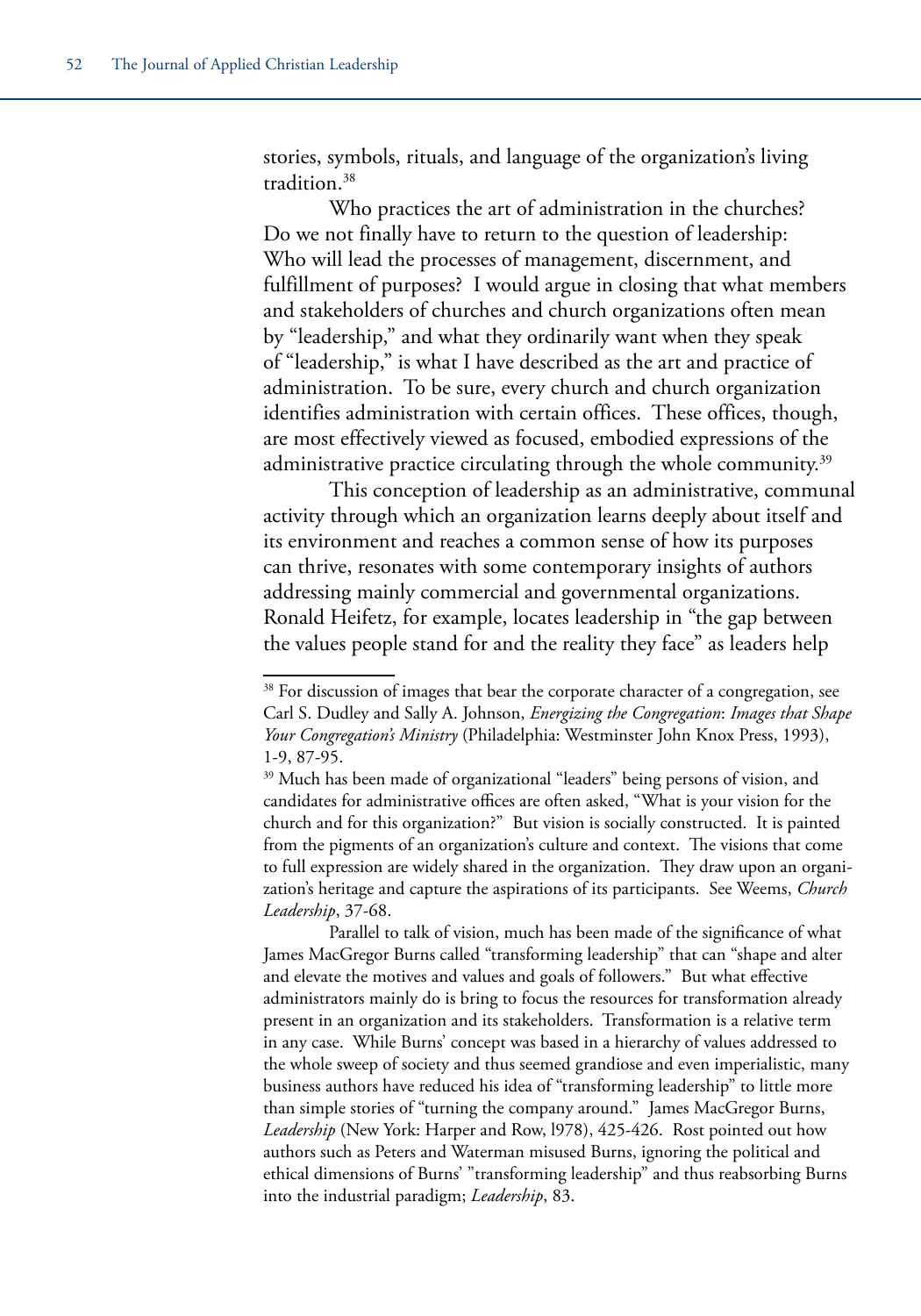stories, symbols, rituals, and language of the organization's living tradition.[38]

Who practices the art of administration in the churches? Do we not finally have to return to the question of leadership: Who will lead the processes of management, discernment, and fulfillment of purposes? I would argue in closing that what members and stakeholders of churches and church organizations often mean by "leadership," and what they ordinarily want when they speak of "leadership," is what I have described as the art and practice of administration. To be sure, every church and church organization identifies administration with certain offices. These offices, though, are most effectively viewed as focused, embodied expressions of the administrative practice circulating through the whole community.[39]

This conception of leadership as an administrative, communal activity through which an organization learns deeply about itself and its environment and reaches a common sense of how its purposes can thrive, resonates with some contemporary insights of authors addressing mainly commercial and governmental organizations. Ronald Heifetz, for example, locates leadership in "the gap between the values people stand for and the reality they face" as leaders help

---

[38] For discussion of images that bear the corporate character of a congregation, see Carl S. Dudley and Sally A. Johnson, *Energizing the Congregation*: *Images that Shape Your Congregation's Ministry* (Philadelphia: Westminster John Knox Press, 1993), 1-9, 87-95.

[39] Much has been made of organizational "leaders" being persons of vision, and candidates for administrative offices are often asked, "What is your vision for the church and for this organization?" But vision is socially constructed. It is painted from the pigments of an organization's culture and context. The visions that come to full expression are widely shared in the organization. They draw upon an organization's heritage and capture the aspirations of its participants. See Weems, *Church Leadership*, 37-68.

Parallel to talk of vision, much has been made of the significance of what James MacGregor Burns called "transforming leadership" that can "shape and alter and elevate the motives and values and goals of followers." But what effective administrators mainly do is bring to focus the resources for transformation already present in an organization and its stakeholders. Transformation is a relative term in any case. While Burns' concept was based in a hierarchy of values addressed to the whole sweep of society and thus seemed grandiose and even imperialistic, many business authors have reduced his idea of "transforming leadership" to little more than simple stories of "turning the company around." James MacGregor Burns, *Leadership* (New York: Harper and Row, l978), 425-426. Rost pointed out how authors such as Peters and Waterman misused Burns, ignoring the political and ethical dimensions of Burns' "transforming leadership" and thus reabsorbing Burns into the industrial paradigm; *Leadership*, 83.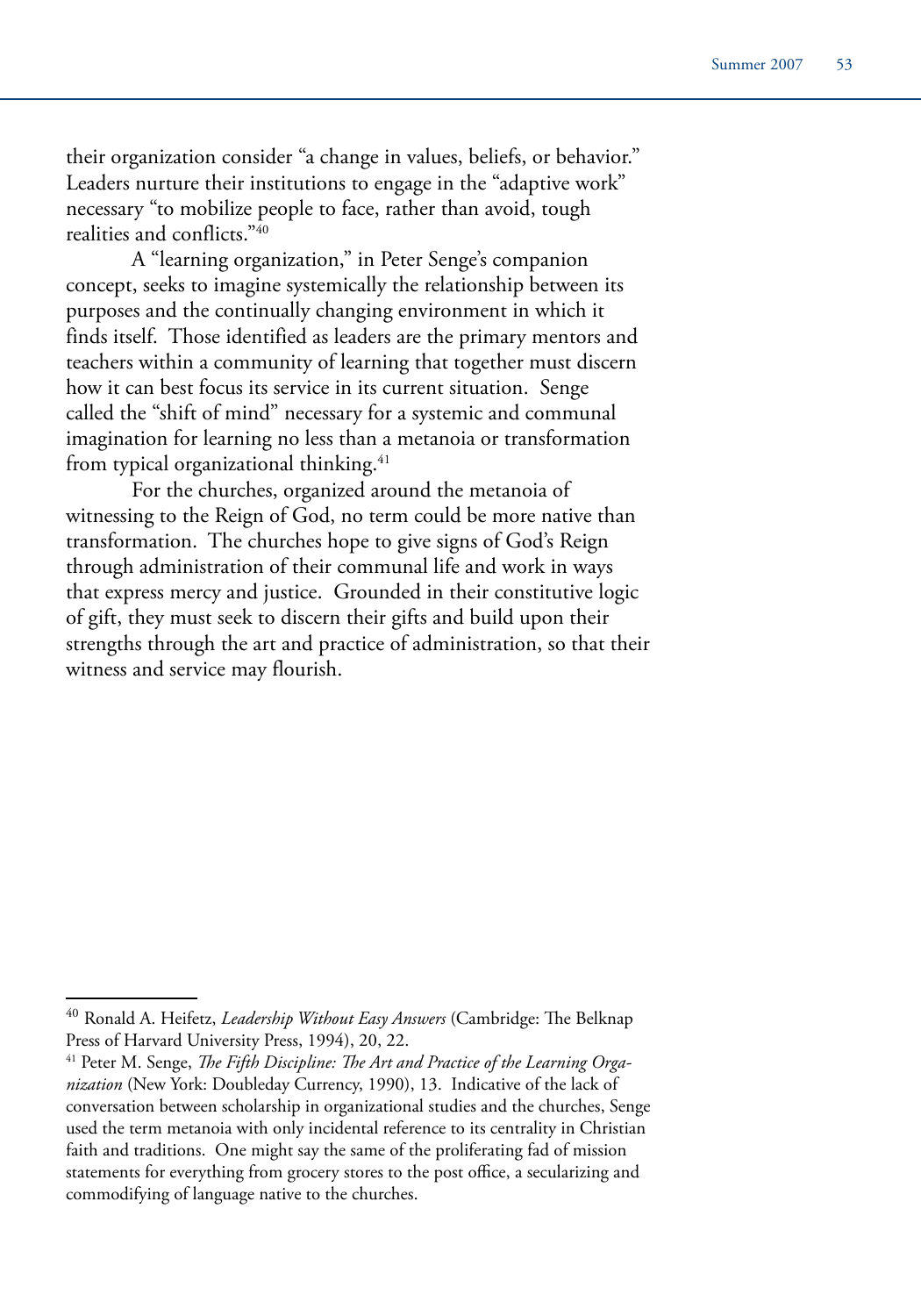their organization consider "a change in values, beliefs, or behavior." Leaders nurture their institutions to engage in the "adaptive work" necessary "to mobilize people to face, rather than avoid, tough realities and conflicts."[40]

A "learning organization," in Peter Senge's companion concept, seeks to imagine systemically the relationship between its purposes and the continually changing environment in which it finds itself. Those identified as leaders are the primary mentors and teachers within a community of learning that together must discern how it can best focus its service in its current situation. Senge called the "shift of mind" necessary for a systemic and communal imagination for learning no less than a metanoia or transformation from typical organizational thinking.[41]

For the churches, organized around the metanoia of witnessing to the Reign of God, no term could be more native than transformation. The churches hope to give signs of God's Reign through administration of their communal life and work in ways that express mercy and justice. Grounded in their constitutive logic of gift, they must seek to discern their gifts and build upon their strengths through the art and practice of administration, so that their witness and service may flourish.

---

[40] Ronald A. Heifetz, *Leadership Without Easy Answers* (Cambridge: The Belknap Press of Harvard University Press, 1994), 20, 22.

[41] Peter M. Senge, *The Fifth Discipline: The Art and Practice of the Learning Organization* (New York: Doubleday Currency, 1990), 13. Indicative of the lack of conversation between scholarship in organizational studies and the churches, Senge used the term metanoia with only incidental reference to its centrality in Christian faith and traditions. One might say the same of the proliferating fad of mission statements for everything from grocery stores to the post office, a secularizing and commodifying of language native to the churches.